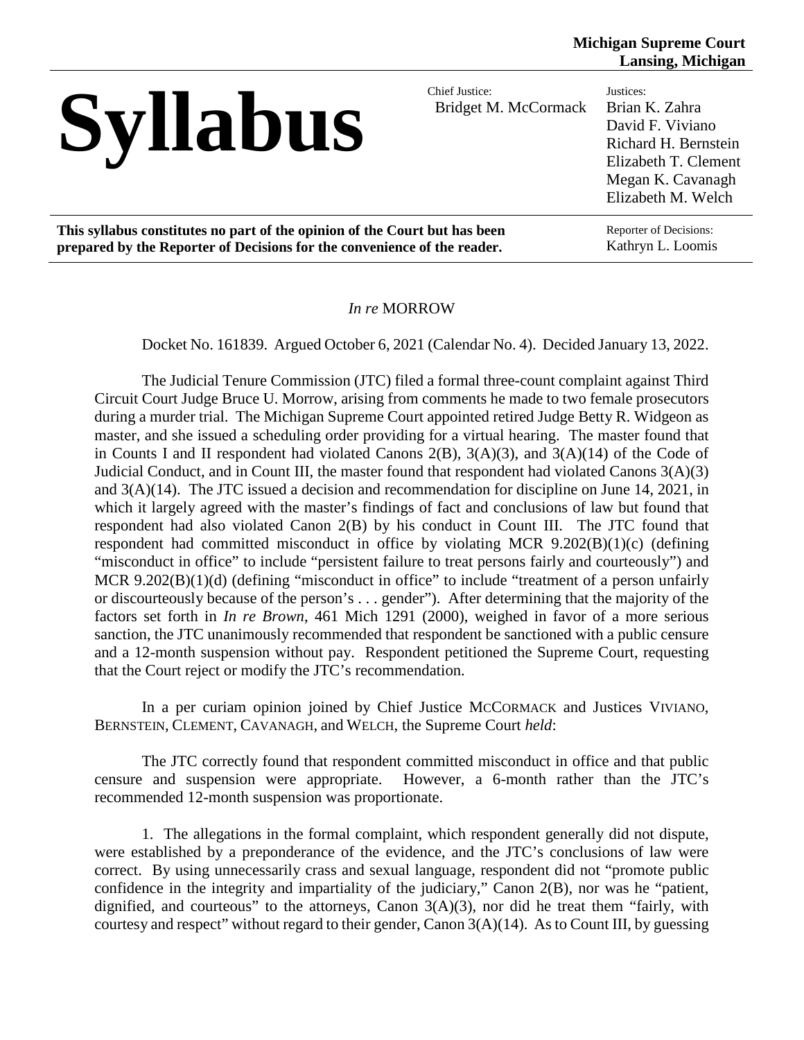**Michigan Supreme Court**
**Lansing, Michigan**

# Syllabus

Chief Justice:
Bridget M. McCormack

Justices:
Brian K. Zahra
David F. Viviano
Richard H. Bernstein
Elizabeth T. Clement
Megan K. Cavanagh
Elizabeth M. Welch

**This syllabus constitutes no part of the opinion of the Court but has been prepared by the Reporter of Decisions for the convenience of the reader.**

Reporter of Decisions:
Kathryn L. Loomis

*In re* MORROW

Docket No. 161839. Argued October 6, 2021 (Calendar No. 4). Decided January 13, 2022.

The Judicial Tenure Commission (JTC) filed a formal three-count complaint against Third Circuit Court Judge Bruce U. Morrow, arising from comments he made to two female prosecutors during a murder trial. The Michigan Supreme Court appointed retired Judge Betty R. Widgeon as master, and she issued a scheduling order providing for a virtual hearing. The master found that in Counts I and II respondent had violated Canons 2(B), 3(A)(3), and 3(A)(14) of the Code of Judicial Conduct, and in Count III, the master found that respondent had violated Canons 3(A)(3) and 3(A)(14). The JTC issued a decision and recommendation for discipline on June 14, 2021, in which it largely agreed with the master's findings of fact and conclusions of law but found that respondent had also violated Canon 2(B) by his conduct in Count III. The JTC found that respondent had committed misconduct in office by violating MCR 9.202(B)(1)(c) (defining "misconduct in office" to include "persistent failure to treat persons fairly and courteously") and MCR 9.202(B)(1)(d) (defining "misconduct in office" to include "treatment of a person unfairly or discourteously because of the person's . . . gender"). After determining that the majority of the factors set forth in *In re Brown*, 461 Mich 1291 (2000), weighed in favor of a more serious sanction, the JTC unanimously recommended that respondent be sanctioned with a public censure and a 12-month suspension without pay. Respondent petitioned the Supreme Court, requesting that the Court reject or modify the JTC's recommendation.

In a per curiam opinion joined by Chief Justice MCCORMACK and Justices VIVIANO, BERNSTEIN, CLEMENT, CAVANAGH, and WELCH, the Supreme Court *held*:

The JTC correctly found that respondent committed misconduct in office and that public censure and suspension were appropriate. However, a 6-month rather than the JTC's recommended 12-month suspension was proportionate.

1. The allegations in the formal complaint, which respondent generally did not dispute, were established by a preponderance of the evidence, and the JTC's conclusions of law were correct. By using unnecessarily crass and sexual language, respondent did not "promote public confidence in the integrity and impartiality of the judiciary," Canon 2(B), nor was he "patient, dignified, and courteous" to the attorneys, Canon 3(A)(3), nor did he treat them "fairly, with courtesy and respect" without regard to their gender, Canon 3(A)(14). As to Count III, by guessing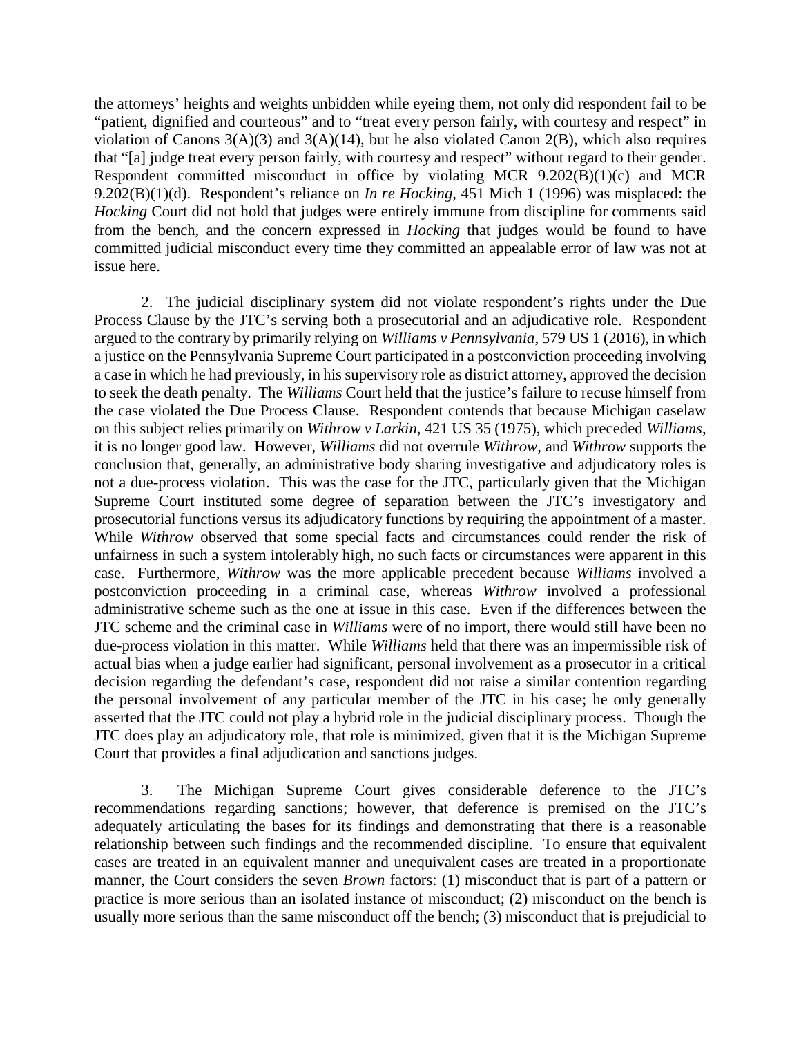the attorneys' heights and weights unbidden while eyeing them, not only did respondent fail to be "patient, dignified and courteous" and to "treat every person fairly, with courtesy and respect" in violation of Canons 3(A)(3) and 3(A)(14), but he also violated Canon 2(B), which also requires that "[a] judge treat every person fairly, with courtesy and respect" without regard to their gender. Respondent committed misconduct in office by violating MCR 9.202(B)(1)(c) and MCR 9.202(B)(1)(d). Respondent's reliance on *In re Hocking*, 451 Mich 1 (1996) was misplaced: the *Hocking* Court did not hold that judges were entirely immune from discipline for comments said from the bench, and the concern expressed in *Hocking* that judges would be found to have committed judicial misconduct every time they committed an appealable error of law was not at issue here.

2. The judicial disciplinary system did not violate respondent's rights under the Due Process Clause by the JTC's serving both a prosecutorial and an adjudicative role. Respondent argued to the contrary by primarily relying on *Williams v Pennsylvania*, 579 US 1 (2016), in which a justice on the Pennsylvania Supreme Court participated in a postconviction proceeding involving a case in which he had previously, in his supervisory role as district attorney, approved the decision to seek the death penalty. The *Williams* Court held that the justice's failure to recuse himself from the case violated the Due Process Clause. Respondent contends that because Michigan caselaw on this subject relies primarily on *Withrow v Larkin*, 421 US 35 (1975), which preceded *Williams*, it is no longer good law. However, *Williams* did not overrule *Withrow*, and *Withrow* supports the conclusion that, generally, an administrative body sharing investigative and adjudicatory roles is not a due-process violation. This was the case for the JTC, particularly given that the Michigan Supreme Court instituted some degree of separation between the JTC's investigatory and prosecutorial functions versus its adjudicatory functions by requiring the appointment of a master. While *Withrow* observed that some special facts and circumstances could render the risk of unfairness in such a system intolerably high, no such facts or circumstances were apparent in this case. Furthermore, *Withrow* was the more applicable precedent because *Williams* involved a postconviction proceeding in a criminal case, whereas *Withrow* involved a professional administrative scheme such as the one at issue in this case. Even if the differences between the JTC scheme and the criminal case in *Williams* were of no import, there would still have been no due-process violation in this matter. While *Williams* held that there was an impermissible risk of actual bias when a judge earlier had significant, personal involvement as a prosecutor in a critical decision regarding the defendant's case, respondent did not raise a similar contention regarding the personal involvement of any particular member of the JTC in his case; he only generally asserted that the JTC could not play a hybrid role in the judicial disciplinary process. Though the JTC does play an adjudicatory role, that role is minimized, given that it is the Michigan Supreme Court that provides a final adjudication and sanctions judges.

3. The Michigan Supreme Court gives considerable deference to the JTC's recommendations regarding sanctions; however, that deference is premised on the JTC's adequately articulating the bases for its findings and demonstrating that there is a reasonable relationship between such findings and the recommended discipline. To ensure that equivalent cases are treated in an equivalent manner and unequivalent cases are treated in a proportionate manner, the Court considers the seven *Brown* factors: (1) misconduct that is part of a pattern or practice is more serious than an isolated instance of misconduct; (2) misconduct on the bench is usually more serious than the same misconduct off the bench; (3) misconduct that is prejudicial to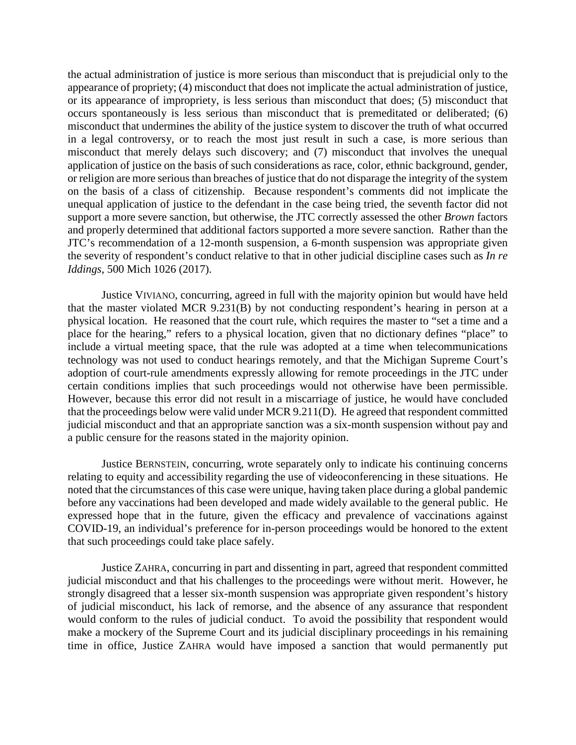the actual administration of justice is more serious than misconduct that is prejudicial only to the appearance of propriety; (4) misconduct that does not implicate the actual administration of justice, or its appearance of impropriety, is less serious than misconduct that does; (5) misconduct that occurs spontaneously is less serious than misconduct that is premeditated or deliberated; (6) misconduct that undermines the ability of the justice system to discover the truth of what occurred in a legal controversy, or to reach the most just result in such a case, is more serious than misconduct that merely delays such discovery; and (7) misconduct that involves the unequal application of justice on the basis of such considerations as race, color, ethnic background, gender, or religion are more serious than breaches of justice that do not disparage the integrity of the system on the basis of a class of citizenship. Because respondent's comments did not implicate the unequal application of justice to the defendant in the case being tried, the seventh factor did not support a more severe sanction, but otherwise, the JTC correctly assessed the other *Brown* factors and properly determined that additional factors supported a more severe sanction. Rather than the JTC's recommendation of a 12-month suspension, a 6-month suspension was appropriate given the severity of respondent's conduct relative to that in other judicial discipline cases such as *In re Iddings*, 500 Mich 1026 (2017).

Justice VIVIANO, concurring, agreed in full with the majority opinion but would have held that the master violated MCR 9.231(B) by not conducting respondent's hearing in person at a physical location. He reasoned that the court rule, which requires the master to "set a time and a place for the hearing," refers to a physical location, given that no dictionary defines "place" to include a virtual meeting space, that the rule was adopted at a time when telecommunications technology was not used to conduct hearings remotely, and that the Michigan Supreme Court's adoption of court-rule amendments expressly allowing for remote proceedings in the JTC under certain conditions implies that such proceedings would not otherwise have been permissible. However, because this error did not result in a miscarriage of justice, he would have concluded that the proceedings below were valid under MCR 9.211(D). He agreed that respondent committed judicial misconduct and that an appropriate sanction was a six-month suspension without pay and a public censure for the reasons stated in the majority opinion.

Justice BERNSTEIN, concurring, wrote separately only to indicate his continuing concerns relating to equity and accessibility regarding the use of videoconferencing in these situations. He noted that the circumstances of this case were unique, having taken place during a global pandemic before any vaccinations had been developed and made widely available to the general public. He expressed hope that in the future, given the efficacy and prevalence of vaccinations against COVID-19, an individual's preference for in-person proceedings would be honored to the extent that such proceedings could take place safely.

Justice ZAHRA, concurring in part and dissenting in part, agreed that respondent committed judicial misconduct and that his challenges to the proceedings were without merit. However, he strongly disagreed that a lesser six-month suspension was appropriate given respondent's history of judicial misconduct, his lack of remorse, and the absence of any assurance that respondent would conform to the rules of judicial conduct. To avoid the possibility that respondent would make a mockery of the Supreme Court and its judicial disciplinary proceedings in his remaining time in office, Justice ZAHRA would have imposed a sanction that would permanently put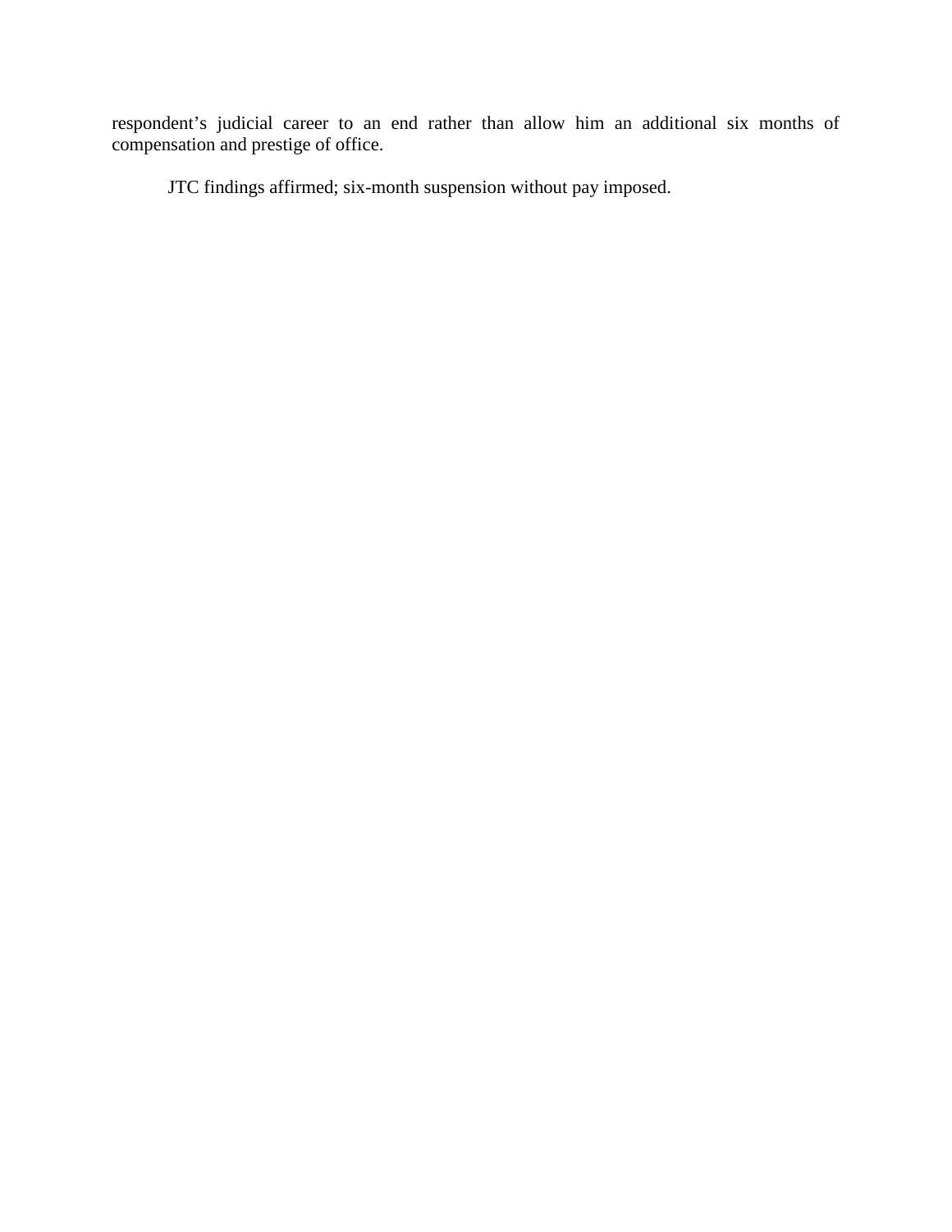respondent's judicial career to an end rather than allow him an additional six months of compensation and prestige of office.

JTC findings affirmed; six-month suspension without pay imposed.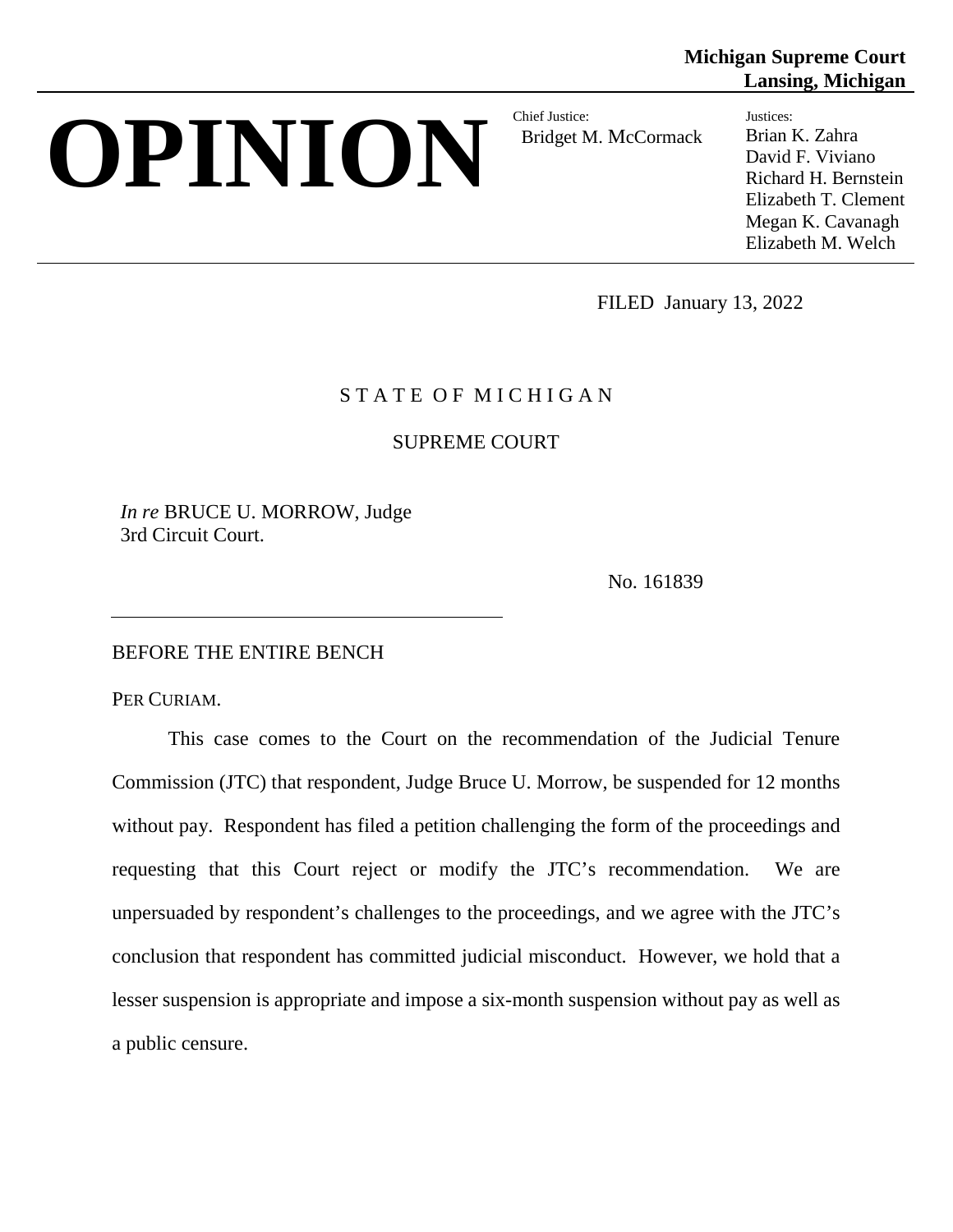Michigan Supreme Court
Lansing, Michigan

# OPINION

Chief Justice:
Bridget M. McCormack

Justices:
Brian K. Zahra
David F. Viviano
Richard H. Bernstein
Elizabeth T. Clement
Megan K. Cavanagh
Elizabeth M. Welch

FILED January 13, 2022

STATE OF MICHIGAN

SUPREME COURT

*In re* BRUCE U. MORROW, Judge
3rd Circuit Court.

No. 161839

BEFORE THE ENTIRE BENCH

PER CURIAM.

This case comes to the Court on the recommendation of the Judicial Tenure Commission (JTC) that respondent, Judge Bruce U. Morrow, be suspended for 12 months without pay. Respondent has filed a petition challenging the form of the proceedings and requesting that this Court reject or modify the JTC's recommendation. We are unpersuaded by respondent's challenges to the proceedings, and we agree with the JTC's conclusion that respondent has committed judicial misconduct. However, we hold that a lesser suspension is appropriate and impose a six-month suspension without pay as well as a public censure.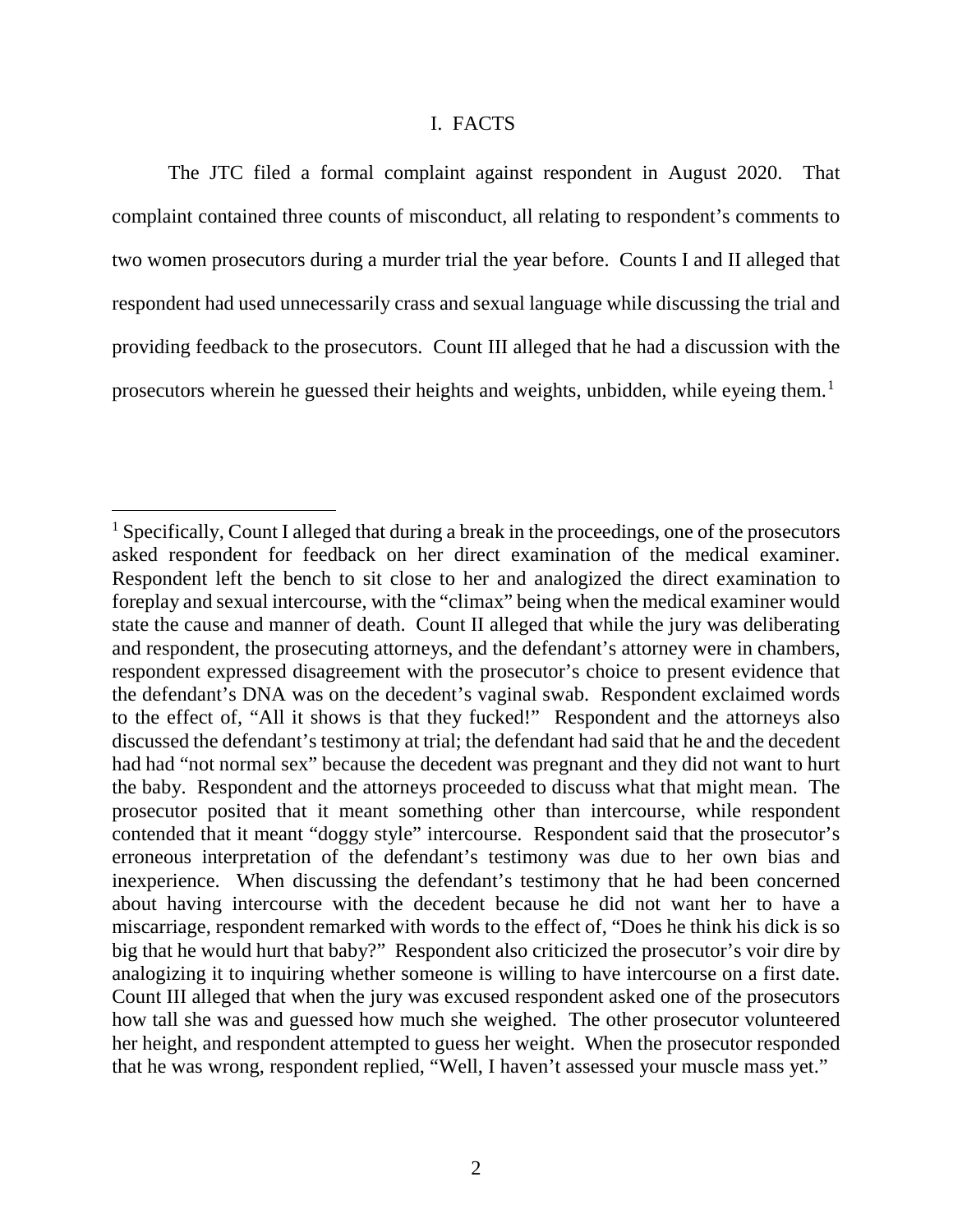## I. FACTS

The JTC filed a formal complaint against respondent in August 2020. That complaint contained three counts of misconduct, all relating to respondent's comments to two women prosecutors during a murder trial the year before. Counts I and II alleged that respondent had used unnecessarily crass and sexual language while discussing the trial and providing feedback to the prosecutors. Count III alleged that he had a discussion with the prosecutors wherein he guessed their heights and weights, unbidden, while eyeing them.[1]

---

[1] Specifically, Count I alleged that during a break in the proceedings, one of the prosecutors asked respondent for feedback on her direct examination of the medical examiner. Respondent left the bench to sit close to her and analogized the direct examination to foreplay and sexual intercourse, with the "climax" being when the medical examiner would state the cause and manner of death. Count II alleged that while the jury was deliberating and respondent, the prosecuting attorneys, and the defendant's attorney were in chambers, respondent expressed disagreement with the prosecutor's choice to present evidence that the defendant's DNA was on the decedent's vaginal swab. Respondent exclaimed words to the effect of, "All it shows is that they fucked!" Respondent and the attorneys also discussed the defendant's testimony at trial; the defendant had said that he and the decedent had had "not normal sex" because the decedent was pregnant and they did not want to hurt the baby. Respondent and the attorneys proceeded to discuss what that might mean. The prosecutor posited that it meant something other than intercourse, while respondent contended that it meant "doggy style" intercourse. Respondent said that the prosecutor's erroneous interpretation of the defendant's testimony was due to her own bias and inexperience. When discussing the defendant's testimony that he had been concerned about having intercourse with the decedent because he did not want her to have a miscarriage, respondent remarked with words to the effect of, "Does he think his dick is so big that he would hurt that baby?" Respondent also criticized the prosecutor's voir dire by analogizing it to inquiring whether someone is willing to have intercourse on a first date. Count III alleged that when the jury was excused respondent asked one of the prosecutors how tall she was and guessed how much she weighed. The other prosecutor volunteered her height, and respondent attempted to guess her weight. When the prosecutor responded that he was wrong, respondent replied, "Well, I haven't assessed your muscle mass yet."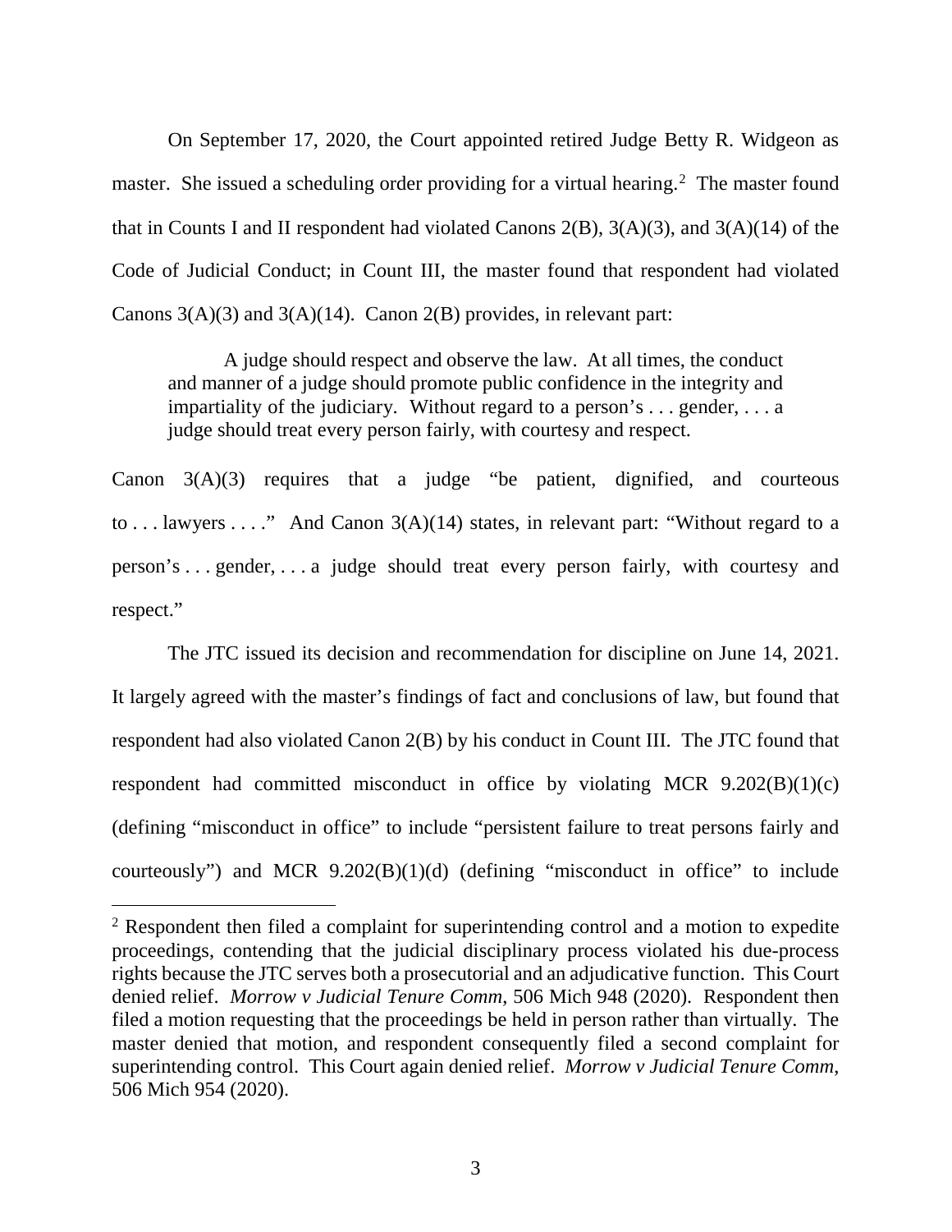On September 17, 2020, the Court appointed retired Judge Betty R. Widgeon as master. She issued a scheduling order providing for a virtual hearing.[2] The master found that in Counts I and II respondent had violated Canons 2(B), 3(A)(3), and 3(A)(14) of the Code of Judicial Conduct; in Count III, the master found that respondent had violated Canons 3(A)(3) and 3(A)(14). Canon 2(B) provides, in relevant part:

> A judge should respect and observe the law. At all times, the conduct and manner of a judge should promote public confidence in the integrity and impartiality of the judiciary. Without regard to a person's . . . gender, . . . a judge should treat every person fairly, with courtesy and respect.

Canon 3(A)(3) requires that a judge "be patient, dignified, and courteous to . . . lawyers . . . ." And Canon 3(A)(14) states, in relevant part: "Without regard to a person's . . . gender, . . . a judge should treat every person fairly, with courtesy and respect."

The JTC issued its decision and recommendation for discipline on June 14, 2021. It largely agreed with the master's findings of fact and conclusions of law, but found that respondent had also violated Canon 2(B) by his conduct in Count III. The JTC found that respondent had committed misconduct in office by violating MCR 9.202(B)(1)(c) (defining "misconduct in office" to include "persistent failure to treat persons fairly and courteously") and MCR 9.202(B)(1)(d) (defining "misconduct in office" to include

---

[2] Respondent then filed a complaint for superintending control and a motion to expedite proceedings, contending that the judicial disciplinary process violated his due-process rights because the JTC serves both a prosecutorial and an adjudicative function. This Court denied relief. *Morrow v Judicial Tenure Comm*, 506 Mich 948 (2020). Respondent then filed a motion requesting that the proceedings be held in person rather than virtually. The master denied that motion, and respondent consequently filed a second complaint for superintending control. This Court again denied relief. *Morrow v Judicial Tenure Comm*, 506 Mich 954 (2020).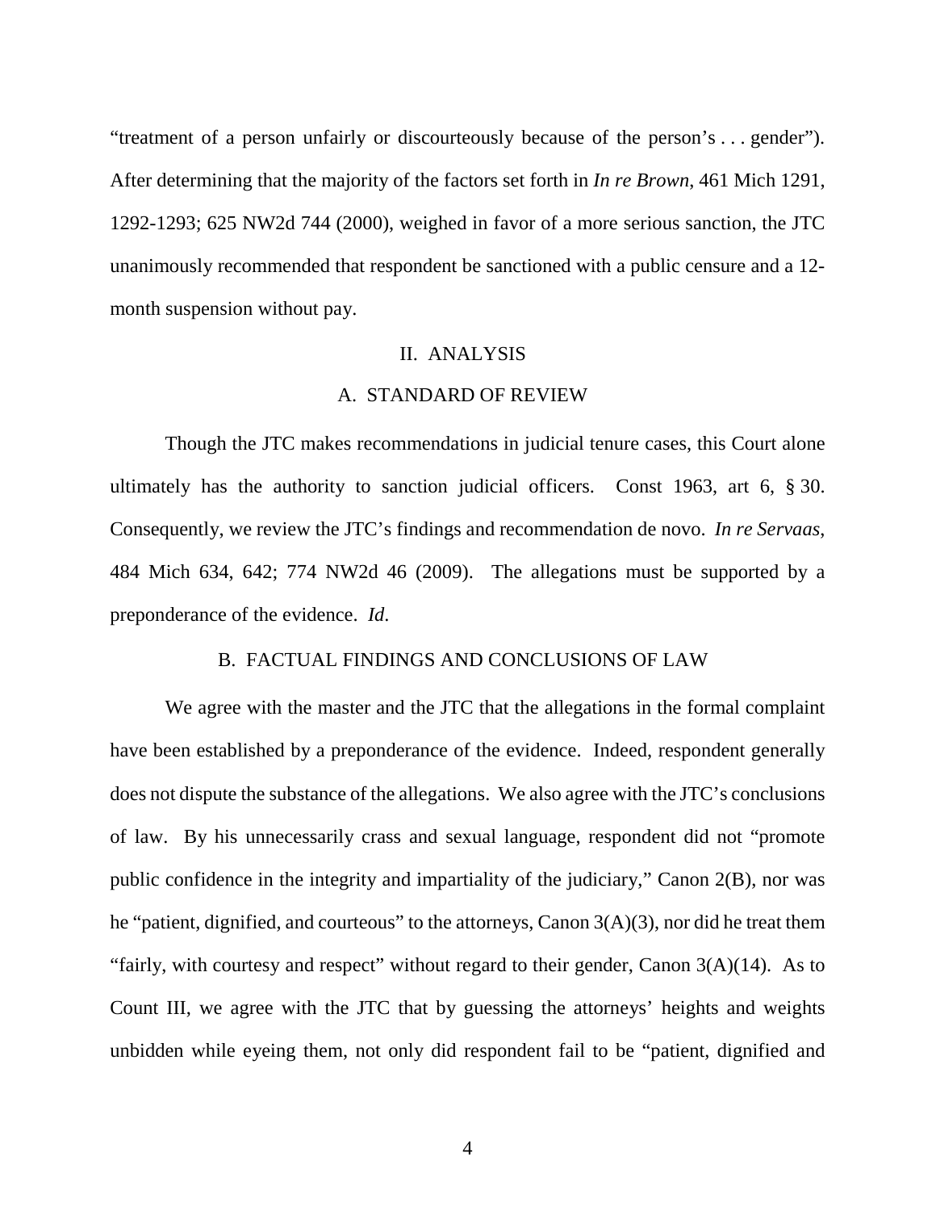"treatment of a person unfairly or discourteously because of the person's . . . gender"). After determining that the majority of the factors set forth in *In re Brown*, 461 Mich 1291, 1292-1293; 625 NW2d 744 (2000), weighed in favor of a more serious sanction, the JTC unanimously recommended that respondent be sanctioned with a public censure and a 12-month suspension without pay.

## II. ANALYSIS

### A. STANDARD OF REVIEW

Though the JTC makes recommendations in judicial tenure cases, this Court alone ultimately has the authority to sanction judicial officers. Const 1963, art 6, § 30. Consequently, we review the JTC's findings and recommendation de novo. *In re Servaas*, 484 Mich 634, 642; 774 NW2d 46 (2009). The allegations must be supported by a preponderance of the evidence. *Id*.

### B. FACTUAL FINDINGS AND CONCLUSIONS OF LAW

We agree with the master and the JTC that the allegations in the formal complaint have been established by a preponderance of the evidence. Indeed, respondent generally does not dispute the substance of the allegations. We also agree with the JTC's conclusions of law. By his unnecessarily crass and sexual language, respondent did not "promote public confidence in the integrity and impartiality of the judiciary," Canon 2(B), nor was he "patient, dignified, and courteous" to the attorneys, Canon 3(A)(3), nor did he treat them "fairly, with courtesy and respect" without regard to their gender, Canon 3(A)(14). As to Count III, we agree with the JTC that by guessing the attorneys' heights and weights unbidden while eyeing them, not only did respondent fail to be "patient, dignified and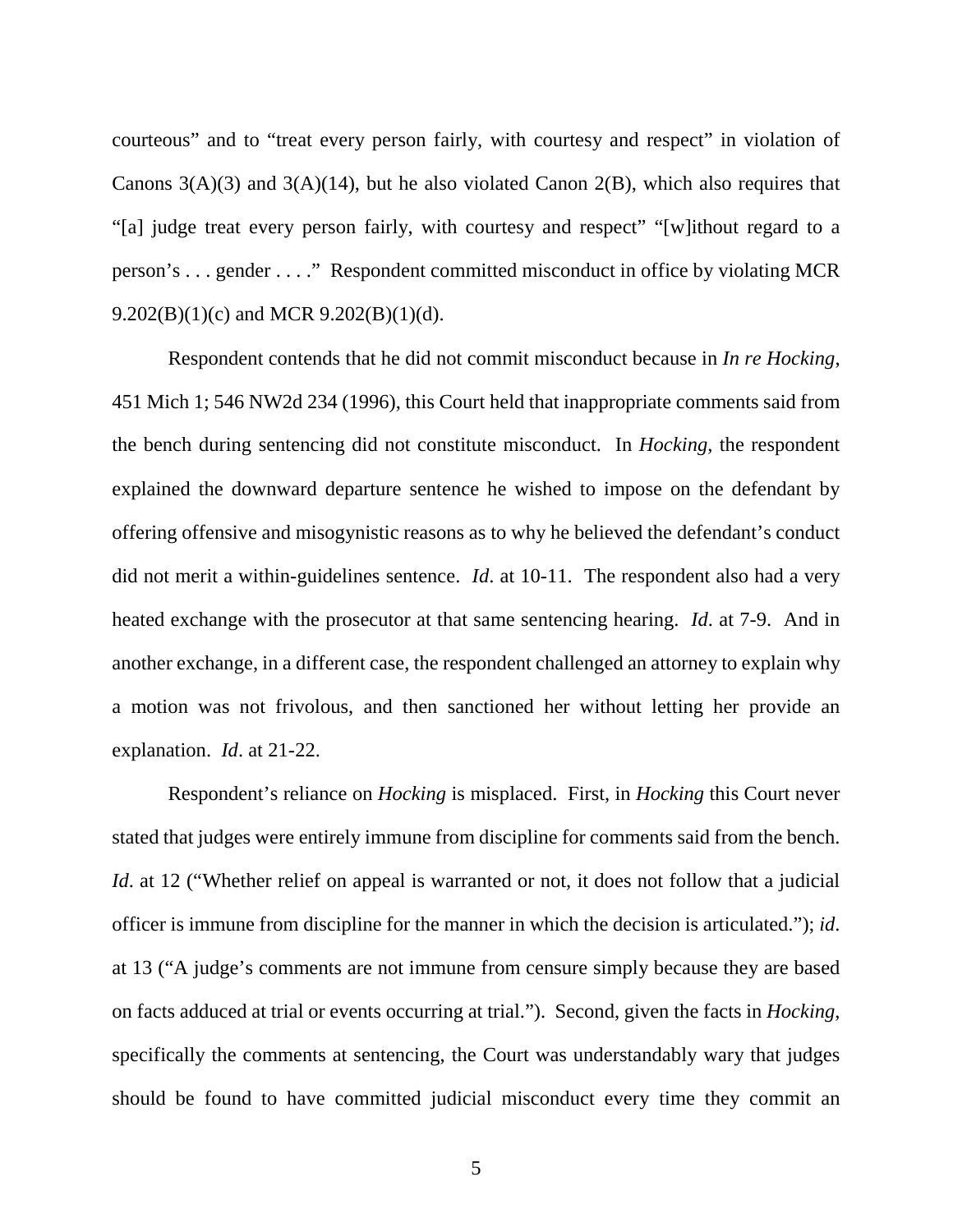courteous" and to "treat every person fairly, with courtesy and respect" in violation of Canons 3(A)(3) and 3(A)(14), but he also violated Canon 2(B), which also requires that "[a] judge treat every person fairly, with courtesy and respect" "[w]ithout regard to a person's . . . gender . . . ." Respondent committed misconduct in office by violating MCR 9.202(B)(1)(c) and MCR 9.202(B)(1)(d).

Respondent contends that he did not commit misconduct because in *In re Hocking*, 451 Mich 1; 546 NW2d 234 (1996), this Court held that inappropriate comments said from the bench during sentencing did not constitute misconduct. In *Hocking*, the respondent explained the downward departure sentence he wished to impose on the defendant by offering offensive and misogynistic reasons as to why he believed the defendant's conduct did not merit a within-guidelines sentence. *Id*. at 10-11. The respondent also had a very heated exchange with the prosecutor at that same sentencing hearing. *Id*. at 7-9. And in another exchange, in a different case, the respondent challenged an attorney to explain why a motion was not frivolous, and then sanctioned her without letting her provide an explanation. *Id*. at 21-22.

Respondent's reliance on *Hocking* is misplaced. First, in *Hocking* this Court never stated that judges were entirely immune from discipline for comments said from the bench. *Id*. at 12 ("Whether relief on appeal is warranted or not, it does not follow that a judicial officer is immune from discipline for the manner in which the decision is articulated."); *id*. at 13 ("A judge's comments are not immune from censure simply because they are based on facts adduced at trial or events occurring at trial."). Second, given the facts in *Hocking*, specifically the comments at sentencing, the Court was understandably wary that judges should be found to have committed judicial misconduct every time they commit an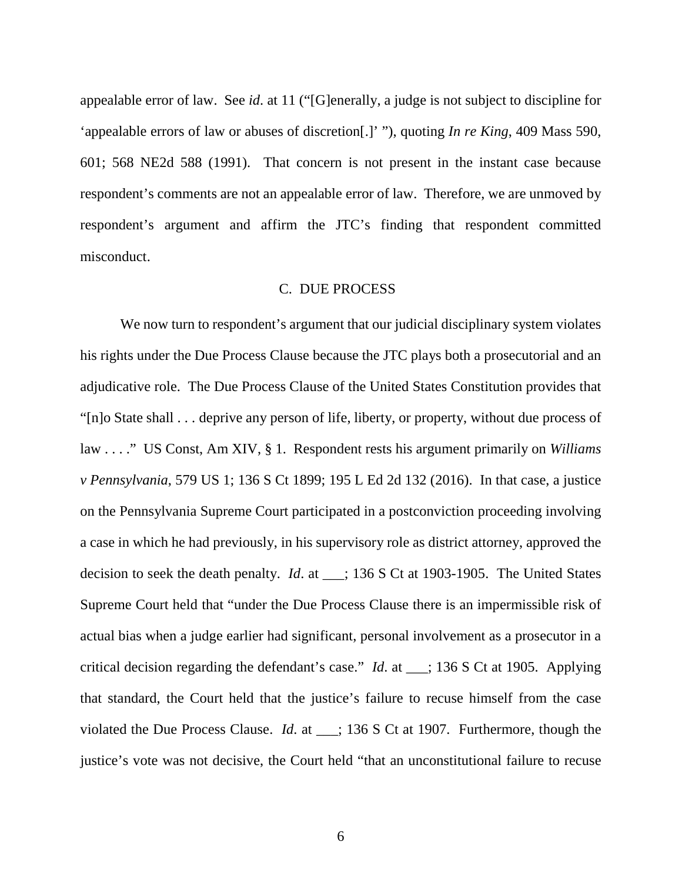appealable error of law. See *id*. at 11 ("[G]enerally, a judge is not subject to discipline for 'appealable errors of law or abuses of discretion[.]' "), quoting *In re King*, 409 Mass 590, 601; 568 NE2d 588 (1991). That concern is not present in the instant case because respondent's comments are not an appealable error of law. Therefore, we are unmoved by respondent's argument and affirm the JTC's finding that respondent committed misconduct.

### C. DUE PROCESS

We now turn to respondent's argument that our judicial disciplinary system violates his rights under the Due Process Clause because the JTC plays both a prosecutorial and an adjudicative role. The Due Process Clause of the United States Constitution provides that "[n]o State shall . . . deprive any person of life, liberty, or property, without due process of law . . . ." US Const, Am XIV, § 1. Respondent rests his argument primarily on *Williams v Pennsylvania*, 579 US 1; 136 S Ct 1899; 195 L Ed 2d 132 (2016). In that case, a justice on the Pennsylvania Supreme Court participated in a postconviction proceeding involving a case in which he had previously, in his supervisory role as district attorney, approved the decision to seek the death penalty. *Id*. at ___; 136 S Ct at 1903-1905. The United States Supreme Court held that "under the Due Process Clause there is an impermissible risk of actual bias when a judge earlier had significant, personal involvement as a prosecutor in a critical decision regarding the defendant's case." *Id*. at ___; 136 S Ct at 1905. Applying that standard, the Court held that the justice's failure to recuse himself from the case violated the Due Process Clause. *Id*. at ___; 136 S Ct at 1907. Furthermore, though the justice's vote was not decisive, the Court held "that an unconstitutional failure to recuse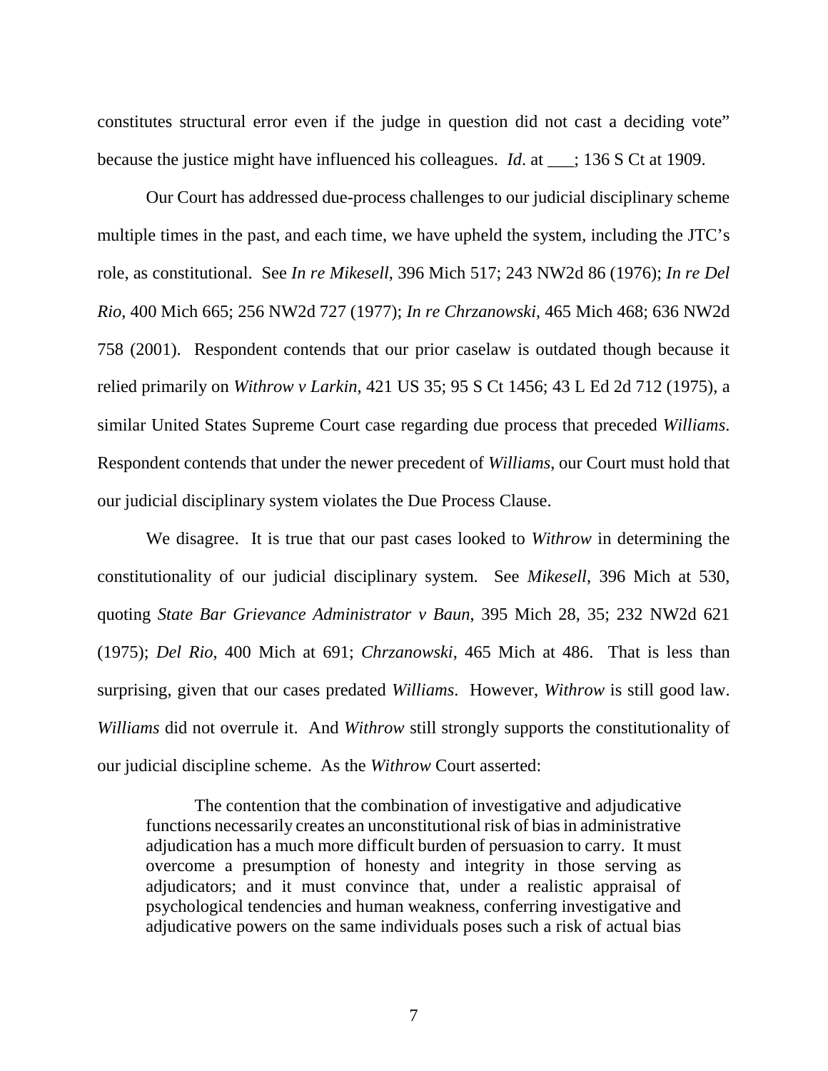constitutes structural error even if the judge in question did not cast a deciding vote" because the justice might have influenced his colleagues. *Id*. at ___; 136 S Ct at 1909.

Our Court has addressed due-process challenges to our judicial disciplinary scheme multiple times in the past, and each time, we have upheld the system, including the JTC's role, as constitutional. See *In re Mikesell*, 396 Mich 517; 243 NW2d 86 (1976); *In re Del Rio*, 400 Mich 665; 256 NW2d 727 (1977); *In re Chrzanowski*, 465 Mich 468; 636 NW2d 758 (2001). Respondent contends that our prior caselaw is outdated though because it relied primarily on *Withrow v Larkin*, 421 US 35; 95 S Ct 1456; 43 L Ed 2d 712 (1975), a similar United States Supreme Court case regarding due process that preceded *Williams*. Respondent contends that under the newer precedent of *Williams*, our Court must hold that our judicial disciplinary system violates the Due Process Clause.

We disagree. It is true that our past cases looked to *Withrow* in determining the constitutionality of our judicial disciplinary system. See *Mikesell*, 396 Mich at 530, quoting *State Bar Grievance Administrator v Baun*, 395 Mich 28, 35; 232 NW2d 621 (1975); *Del Rio*, 400 Mich at 691; *Chrzanowski*, 465 Mich at 486. That is less than surprising, given that our cases predated *Williams*. However, *Withrow* is still good law. *Williams* did not overrule it. And *Withrow* still strongly supports the constitutionality of our judicial discipline scheme. As the *Withrow* Court asserted:

> The contention that the combination of investigative and adjudicative functions necessarily creates an unconstitutional risk of bias in administrative adjudication has a much more difficult burden of persuasion to carry. It must overcome a presumption of honesty and integrity in those serving as adjudicators; and it must convince that, under a realistic appraisal of psychological tendencies and human weakness, conferring investigative and adjudicative powers on the same individuals poses such a risk of actual bias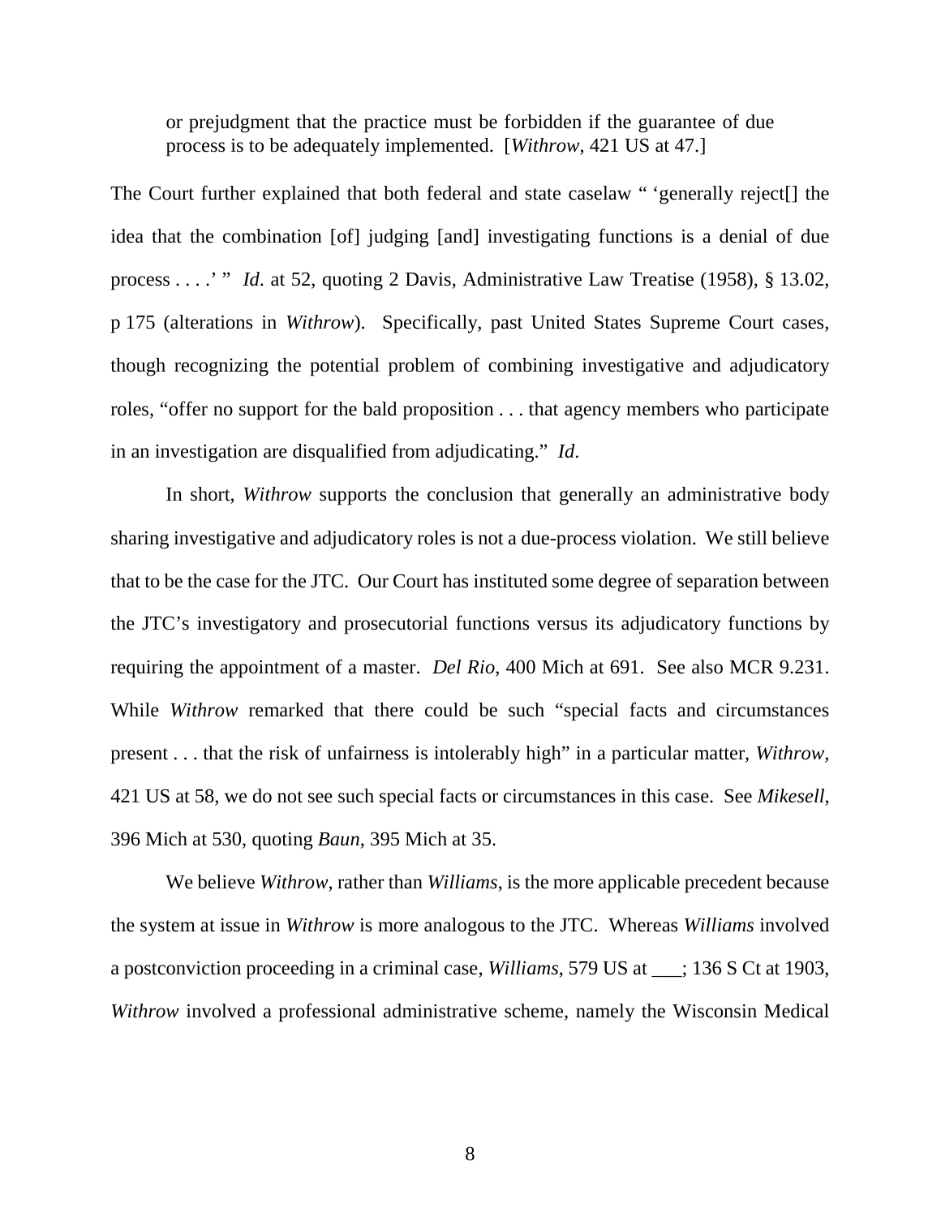> or prejudgment that the practice must be forbidden if the guarantee of due process is to be adequately implemented. [*Withrow*, 421 US at 47.]

The Court further explained that both federal and state caselaw " 'generally reject[] the idea that the combination [of] judging [and] investigating functions is a denial of due process . . . .' " *Id*. at 52, quoting 2 Davis, Administrative Law Treatise (1958), § 13.02, p 175 (alterations in *Withrow*). Specifically, past United States Supreme Court cases, though recognizing the potential problem of combining investigative and adjudicatory roles, "offer no support for the bald proposition . . . that agency members who participate in an investigation are disqualified from adjudicating." *Id*.

In short, *Withrow* supports the conclusion that generally an administrative body sharing investigative and adjudicatory roles is not a due-process violation. We still believe that to be the case for the JTC. Our Court has instituted some degree of separation between the JTC's investigatory and prosecutorial functions versus its adjudicatory functions by requiring the appointment of a master. *Del Rio*, 400 Mich at 691. See also MCR 9.231. While *Withrow* remarked that there could be such "special facts and circumstances present . . . that the risk of unfairness is intolerably high" in a particular matter, *Withrow*, 421 US at 58, we do not see such special facts or circumstances in this case. See *Mikesell*, 396 Mich at 530, quoting *Baun*, 395 Mich at 35.

We believe *Withrow*, rather than *Williams*, is the more applicable precedent because the system at issue in *Withrow* is more analogous to the JTC. Whereas *Williams* involved a postconviction proceeding in a criminal case, *Williams*, 579 US at ___; 136 S Ct at 1903, *Withrow* involved a professional administrative scheme, namely the Wisconsin Medical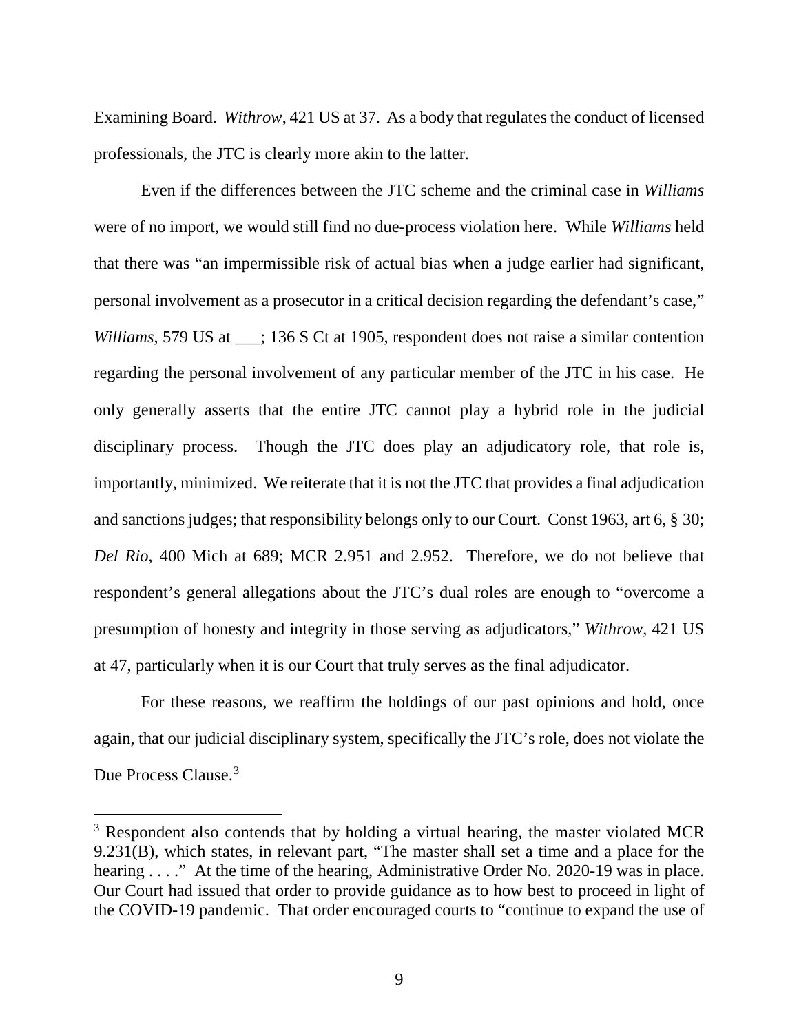Examining Board. *Withrow*, 421 US at 37. As a body that regulates the conduct of licensed professionals, the JTC is clearly more akin to the latter.

Even if the differences between the JTC scheme and the criminal case in *Williams* were of no import, we would still find no due-process violation here. While *Williams* held that there was "an impermissible risk of actual bias when a judge earlier had significant, personal involvement as a prosecutor in a critical decision regarding the defendant's case," *Williams*, 579 US at ___; 136 S Ct at 1905, respondent does not raise a similar contention regarding the personal involvement of any particular member of the JTC in his case. He only generally asserts that the entire JTC cannot play a hybrid role in the judicial disciplinary process. Though the JTC does play an adjudicatory role, that role is, importantly, minimized. We reiterate that it is not the JTC that provides a final adjudication and sanctions judges; that responsibility belongs only to our Court. Const 1963, art 6, § 30; *Del Rio*, 400 Mich at 689; MCR 2.951 and 2.952. Therefore, we do not believe that respondent's general allegations about the JTC's dual roles are enough to "overcome a presumption of honesty and integrity in those serving as adjudicators," *Withrow*, 421 US at 47, particularly when it is our Court that truly serves as the final adjudicator.

For these reasons, we reaffirm the holdings of our past opinions and hold, once again, that our judicial disciplinary system, specifically the JTC's role, does not violate the Due Process Clause.[3]

---

[3] Respondent also contends that by holding a virtual hearing, the master violated MCR 9.231(B), which states, in relevant part, "The master shall set a time and a place for the hearing . . . ." At the time of the hearing, Administrative Order No. 2020-19 was in place. Our Court had issued that order to provide guidance as to how best to proceed in light of the COVID-19 pandemic. That order encouraged courts to "continue to expand the use of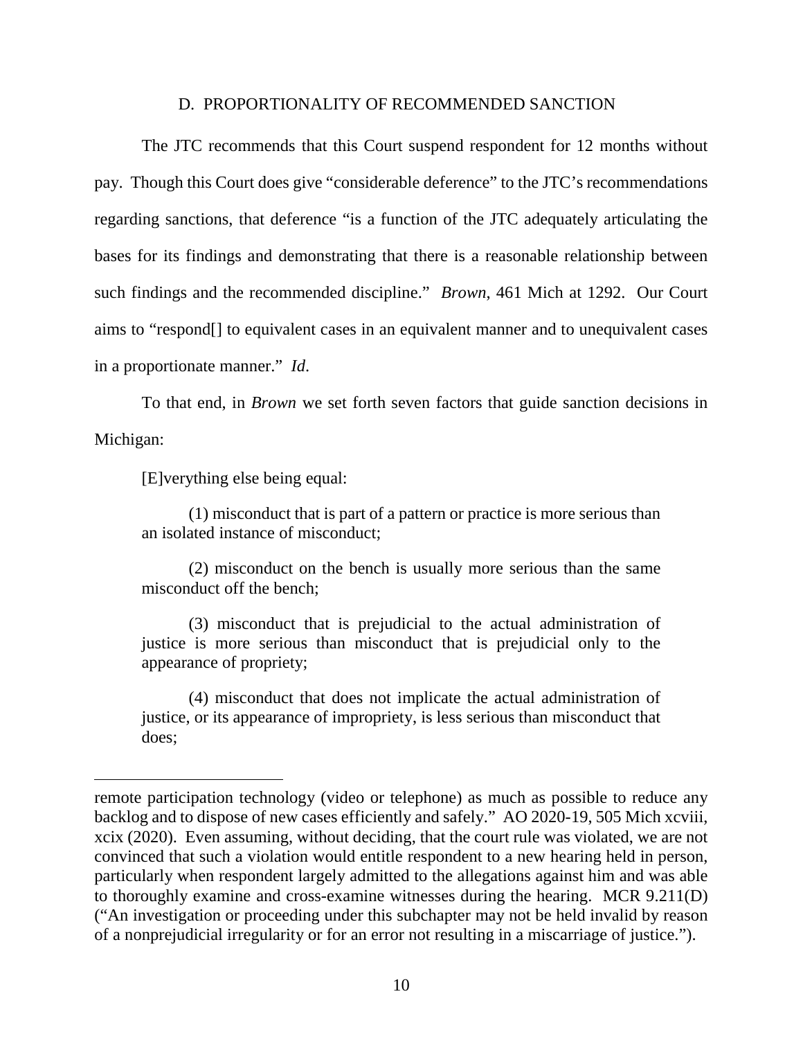### D. PROPORTIONALITY OF RECOMMENDED SANCTION

The JTC recommends that this Court suspend respondent for 12 months without pay. Though this Court does give "considerable deference" to the JTC's recommendations regarding sanctions, that deference "is a function of the JTC adequately articulating the bases for its findings and demonstrating that there is a reasonable relationship between such findings and the recommended discipline." *Brown*, 461 Mich at 1292. Our Court aims to "respond[] to equivalent cases in an equivalent manner and to unequivalent cases in a proportionate manner." *Id*.

To that end, in *Brown* we set forth seven factors that guide sanction decisions in Michigan:

> [E]verything else being equal:
>
> (1) misconduct that is part of a pattern or practice is more serious than an isolated instance of misconduct;
>
> (2) misconduct on the bench is usually more serious than the same misconduct off the bench;
>
> (3) misconduct that is prejudicial to the actual administration of justice is more serious than misconduct that is prejudicial only to the appearance of propriety;
>
> (4) misconduct that does not implicate the actual administration of justice, or its appearance of impropriety, is less serious than misconduct that does;

---

remote participation technology (video or telephone) as much as possible to reduce any backlog and to dispose of new cases efficiently and safely." AO 2020-19, 505 Mich xcviii, xcix (2020). Even assuming, without deciding, that the court rule was violated, we are not convinced that such a violation would entitle respondent to a new hearing held in person, particularly when respondent largely admitted to the allegations against him and was able to thoroughly examine and cross-examine witnesses during the hearing. MCR 9.211(D) ("An investigation or proceeding under this subchapter may not be held invalid by reason of a nonprejudicial irregularity or for an error not resulting in a miscarriage of justice.").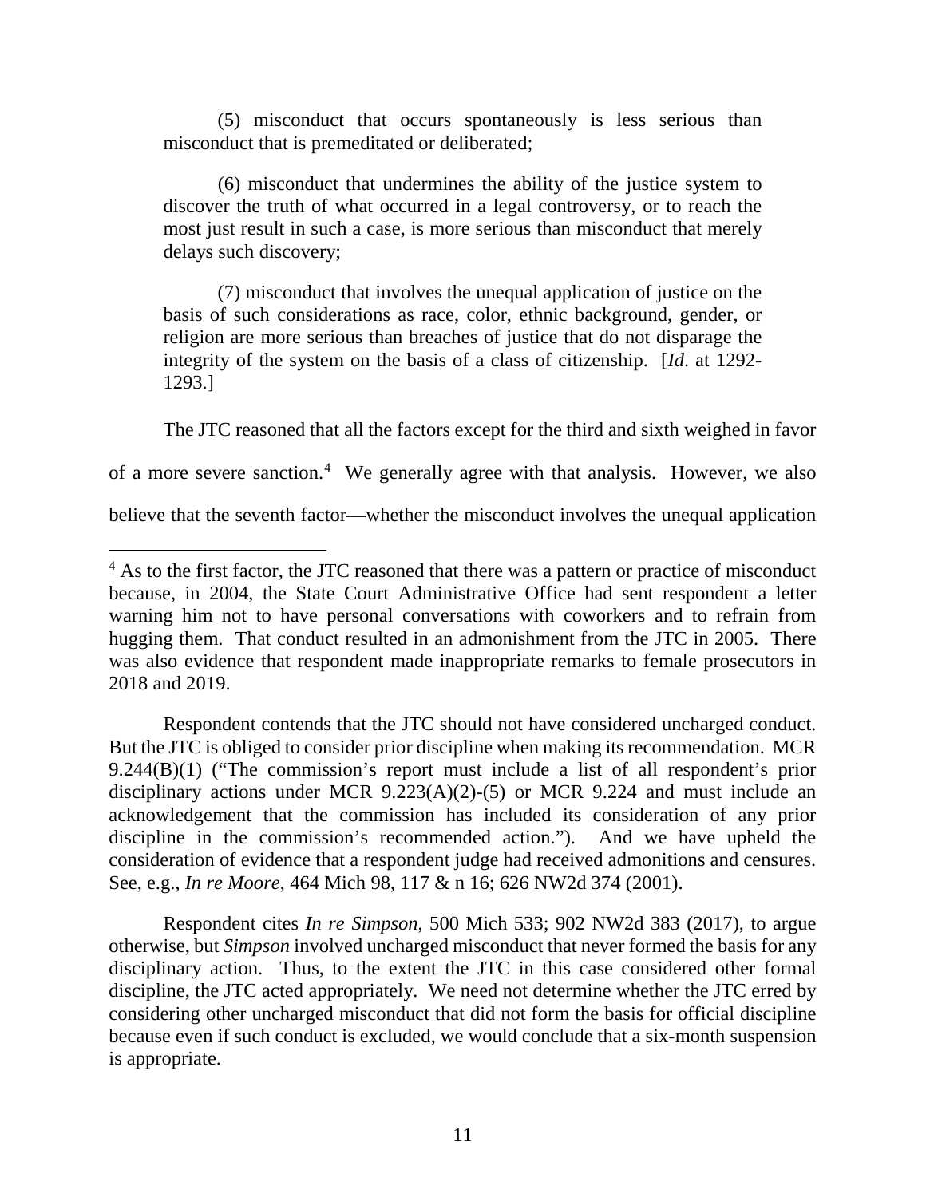> (5) misconduct that occurs spontaneously is less serious than misconduct that is premeditated or deliberated;
>
> (6) misconduct that undermines the ability of the justice system to discover the truth of what occurred in a legal controversy, or to reach the most just result in such a case, is more serious than misconduct that merely delays such discovery;
>
> (7) misconduct that involves the unequal application of justice on the basis of such considerations as race, color, ethnic background, gender, or religion are more serious than breaches of justice that do not disparage the integrity of the system on the basis of a class of citizenship. [*Id*. at 1292-1293.]

The JTC reasoned that all the factors except for the third and sixth weighed in favor of a more severe sanction.[4] We generally agree with that analysis. However, we also believe that the seventh factor—whether the misconduct involves the unequal application

---

[4] As to the first factor, the JTC reasoned that there was a pattern or practice of misconduct because, in 2004, the State Court Administrative Office had sent respondent a letter warning him not to have personal conversations with coworkers and to refrain from hugging them. That conduct resulted in an admonishment from the JTC in 2005. There was also evidence that respondent made inappropriate remarks to female prosecutors in 2018 and 2019.

Respondent contends that the JTC should not have considered uncharged conduct. But the JTC is obliged to consider prior discipline when making its recommendation. MCR 9.244(B)(1) ("The commission's report must include a list of all respondent's prior disciplinary actions under MCR 9.223(A)(2)-(5) or MCR 9.224 and must include an acknowledgement that the commission has included its consideration of any prior discipline in the commission's recommended action."). And we have upheld the consideration of evidence that a respondent judge had received admonitions and censures. See, e.g., *In re Moore*, 464 Mich 98, 117 & n 16; 626 NW2d 374 (2001).

Respondent cites *In re Simpson*, 500 Mich 533; 902 NW2d 383 (2017), to argue otherwise, but *Simpson* involved uncharged misconduct that never formed the basis for any disciplinary action. Thus, to the extent the JTC in this case considered other formal discipline, the JTC acted appropriately. We need not determine whether the JTC erred by considering other uncharged misconduct that did not form the basis for official discipline because even if such conduct is excluded, we would conclude that a six-month suspension is appropriate.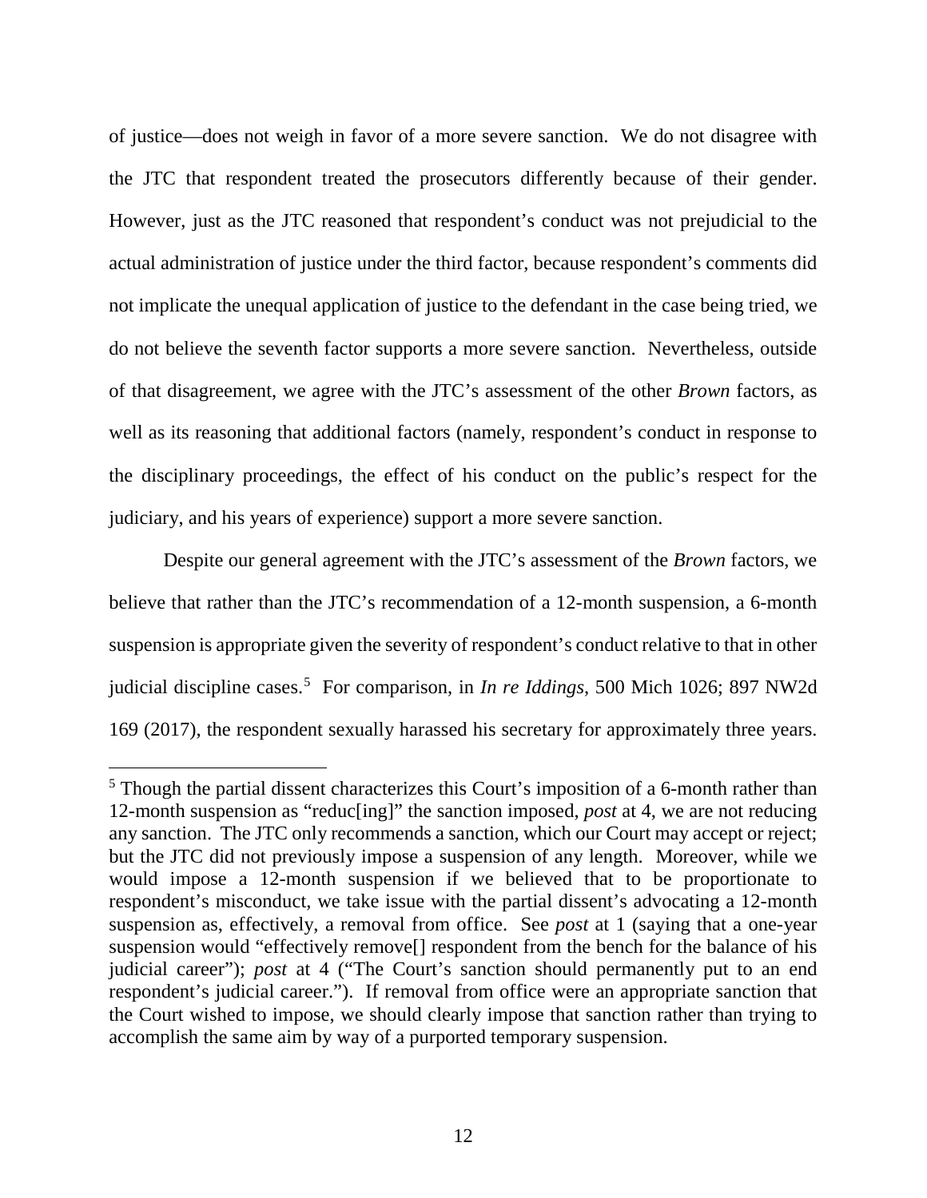of justice—does not weigh in favor of a more severe sanction. We do not disagree with the JTC that respondent treated the prosecutors differently because of their gender. However, just as the JTC reasoned that respondent's conduct was not prejudicial to the actual administration of justice under the third factor, because respondent's comments did not implicate the unequal application of justice to the defendant in the case being tried, we do not believe the seventh factor supports a more severe sanction. Nevertheless, outside of that disagreement, we agree with the JTC's assessment of the other *Brown* factors, as well as its reasoning that additional factors (namely, respondent's conduct in response to the disciplinary proceedings, the effect of his conduct on the public's respect for the judiciary, and his years of experience) support a more severe sanction.

Despite our general agreement with the JTC's assessment of the *Brown* factors, we believe that rather than the JTC's recommendation of a 12-month suspension, a 6-month suspension is appropriate given the severity of respondent's conduct relative to that in other judicial discipline cases.[5] For comparison, in *In re Iddings*, 500 Mich 1026; 897 NW2d 169 (2017), the respondent sexually harassed his secretary for approximately three years.

---

[5] Though the partial dissent characterizes this Court's imposition of a 6-month rather than 12-month suspension as "reduc[ing]" the sanction imposed, *post* at 4, we are not reducing any sanction. The JTC only recommends a sanction, which our Court may accept or reject; but the JTC did not previously impose a suspension of any length. Moreover, while we would impose a 12-month suspension if we believed that to be proportionate to respondent's misconduct, we take issue with the partial dissent's advocating a 12-month suspension as, effectively, a removal from office. See *post* at 1 (saying that a one-year suspension would "effectively remove[] respondent from the bench for the balance of his judicial career"); *post* at 4 ("The Court's sanction should permanently put to an end respondent's judicial career."). If removal from office were an appropriate sanction that the Court wished to impose, we should clearly impose that sanction rather than trying to accomplish the same aim by way of a purported temporary suspension.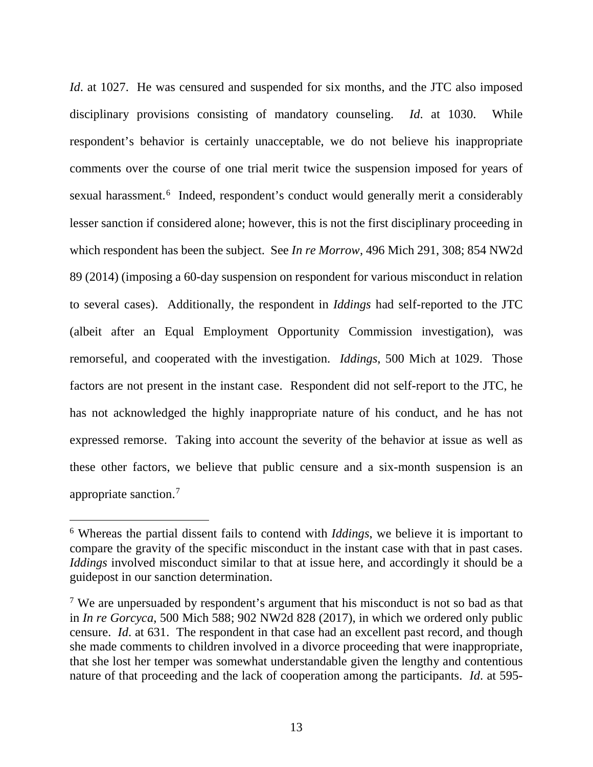*Id*. at 1027. He was censured and suspended for six months, and the JTC also imposed disciplinary provisions consisting of mandatory counseling. *Id*. at 1030. While respondent's behavior is certainly unacceptable, we do not believe his inappropriate comments over the course of one trial merit twice the suspension imposed for years of sexual harassment.[6] Indeed, respondent's conduct would generally merit a considerably lesser sanction if considered alone; however, this is not the first disciplinary proceeding in which respondent has been the subject. See *In re Morrow*, 496 Mich 291, 308; 854 NW2d 89 (2014) (imposing a 60-day suspension on respondent for various misconduct in relation to several cases). Additionally, the respondent in *Iddings* had self-reported to the JTC (albeit after an Equal Employment Opportunity Commission investigation), was remorseful, and cooperated with the investigation. *Iddings*, 500 Mich at 1029. Those factors are not present in the instant case. Respondent did not self-report to the JTC, he has not acknowledged the highly inappropriate nature of his conduct, and he has not expressed remorse. Taking into account the severity of the behavior at issue as well as these other factors, we believe that public censure and a six-month suspension is an appropriate sanction.[7]

---

[6] Whereas the partial dissent fails to contend with *Iddings*, we believe it is important to compare the gravity of the specific misconduct in the instant case with that in past cases. *Iddings* involved misconduct similar to that at issue here, and accordingly it should be a guidepost in our sanction determination.

[7] We are unpersuaded by respondent's argument that his misconduct is not so bad as that in *In re Gorcyca*, 500 Mich 588; 902 NW2d 828 (2017), in which we ordered only public censure. *Id*. at 631. The respondent in that case had an excellent past record, and though she made comments to children involved in a divorce proceeding that were inappropriate, that she lost her temper was somewhat understandable given the lengthy and contentious nature of that proceeding and the lack of cooperation among the participants. *Id*. at 595-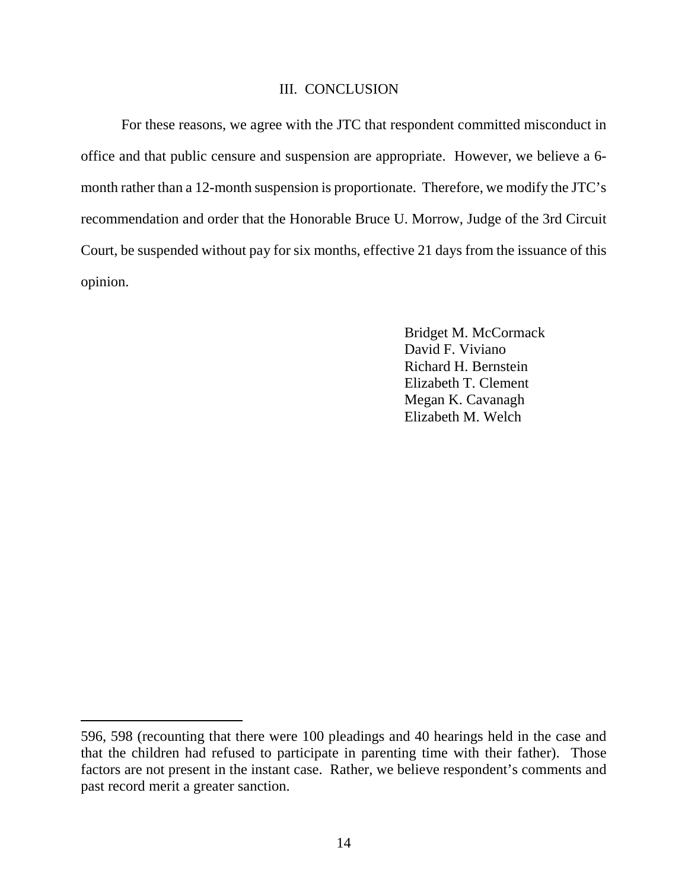## III. CONCLUSION

For these reasons, we agree with the JTC that respondent committed misconduct in office and that public censure and suspension are appropriate. However, we believe a 6-month rather than a 12-month suspension is proportionate. Therefore, we modify the JTC's recommendation and order that the Honorable Bruce U. Morrow, Judge of the 3rd Circuit Court, be suspended without pay for six months, effective 21 days from the issuance of this opinion.

Bridget M. McCormack
David F. Viviano
Richard H. Bernstein
Elizabeth T. Clement
Megan K. Cavanagh
Elizabeth M. Welch

---

596, 598 (recounting that there were 100 pleadings and 40 hearings held in the case and that the children had refused to participate in parenting time with their father). Those factors are not present in the instant case. Rather, we believe respondent's comments and past record merit a greater sanction.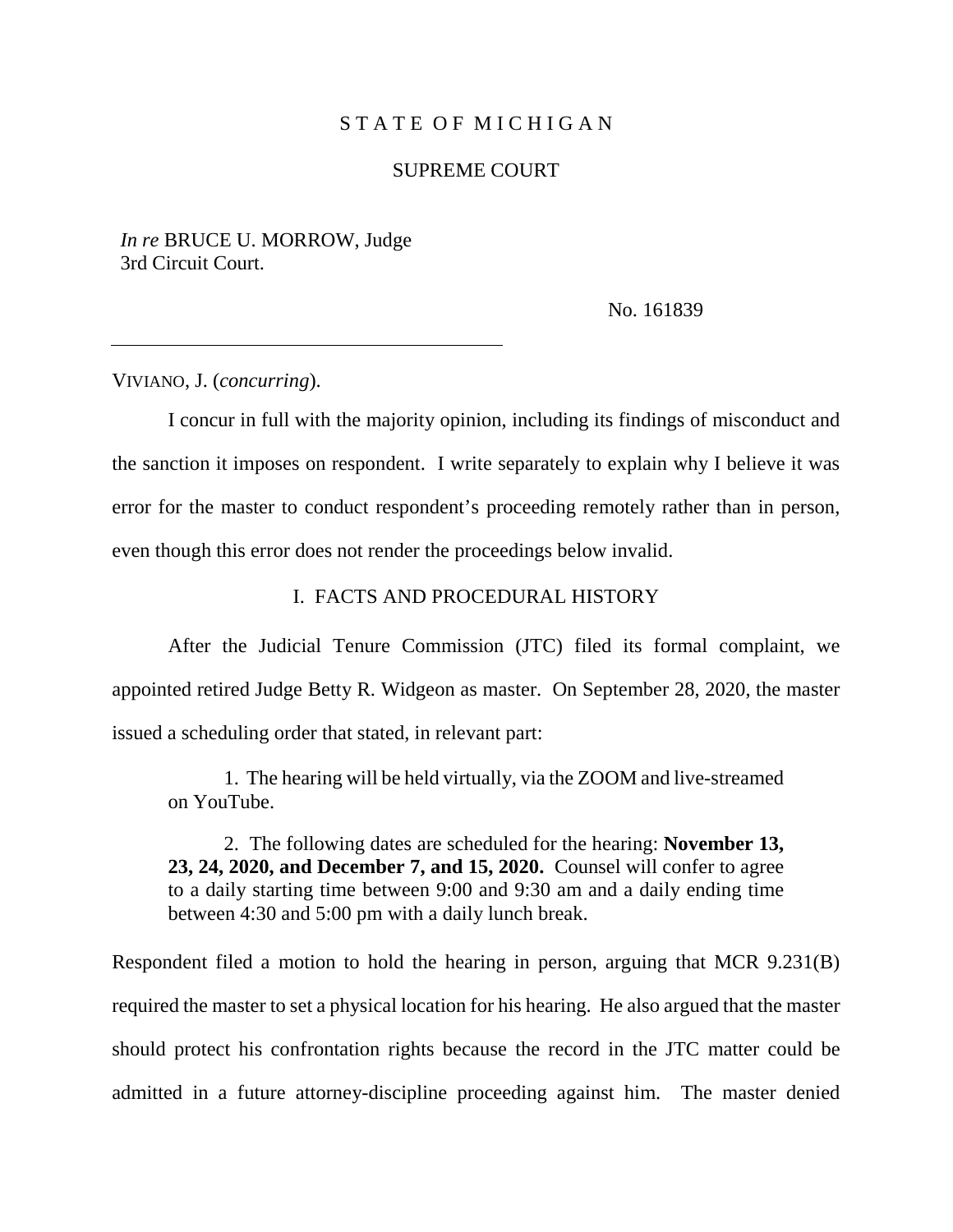STATE OF MICHIGAN

SUPREME COURT

*In re* BRUCE U. MORROW, Judge
3rd Circuit Court.

No. 161839

---

VIVIANO, J. (*concurring*).

I concur in full with the majority opinion, including its findings of misconduct and the sanction it imposes on respondent. I write separately to explain why I believe it was error for the master to conduct respondent's proceeding remotely rather than in person, even though this error does not render the proceedings below invalid.

## I. FACTS AND PROCEDURAL HISTORY

After the Judicial Tenure Commission (JTC) filed its formal complaint, we appointed retired Judge Betty R. Widgeon as master. On September 28, 2020, the master issued a scheduling order that stated, in relevant part:

> 1. The hearing will be held virtually, via the ZOOM and live-streamed on YouTube.
>
> 2. The following dates are scheduled for the hearing: **November 13, 23, 24, 2020, and December 7, and 15, 2020.** Counsel will confer to agree to a daily starting time between 9:00 and 9:30 am and a daily ending time between 4:30 and 5:00 pm with a daily lunch break.

Respondent filed a motion to hold the hearing in person, arguing that MCR 9.231(B) required the master to set a physical location for his hearing. He also argued that the master should protect his confrontation rights because the record in the JTC matter could be admitted in a future attorney-discipline proceeding against him. The master denied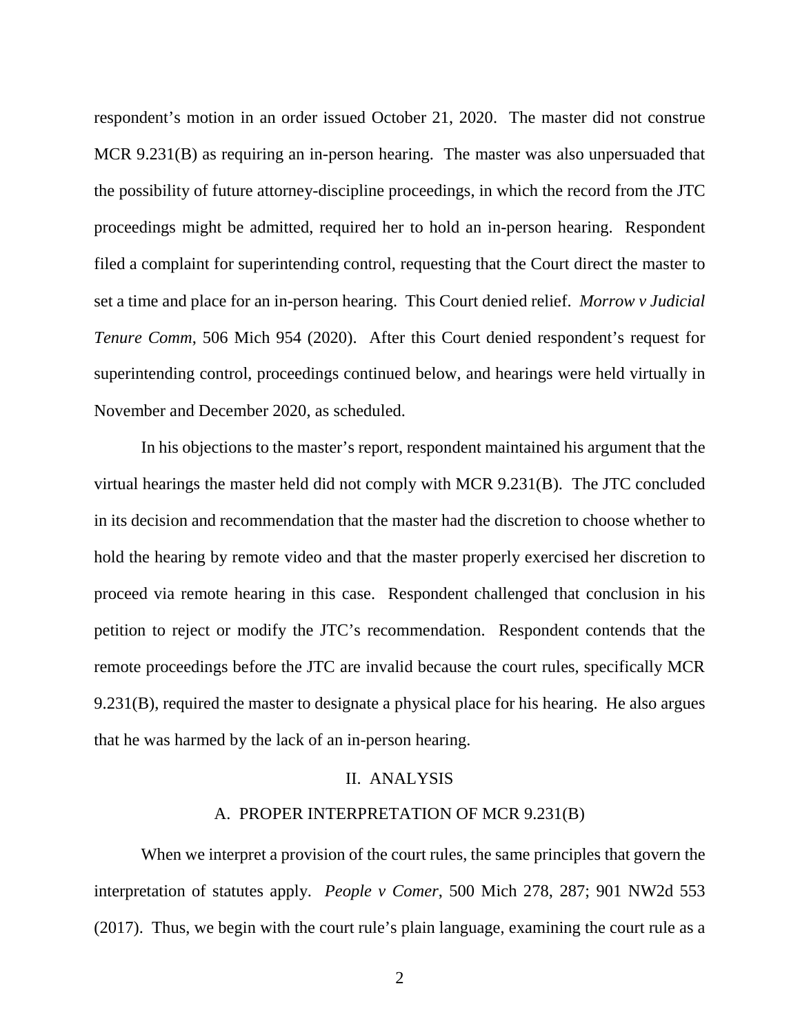respondent's motion in an order issued October 21, 2020. The master did not construe MCR 9.231(B) as requiring an in-person hearing. The master was also unpersuaded that the possibility of future attorney-discipline proceedings, in which the record from the JTC proceedings might be admitted, required her to hold an in-person hearing. Respondent filed a complaint for superintending control, requesting that the Court direct the master to set a time and place for an in-person hearing. This Court denied relief. *Morrow v Judicial Tenure Comm*, 506 Mich 954 (2020). After this Court denied respondent's request for superintending control, proceedings continued below, and hearings were held virtually in November and December 2020, as scheduled.

In his objections to the master's report, respondent maintained his argument that the virtual hearings the master held did not comply with MCR 9.231(B). The JTC concluded in its decision and recommendation that the master had the discretion to choose whether to hold the hearing by remote video and that the master properly exercised her discretion to proceed via remote hearing in this case. Respondent challenged that conclusion in his petition to reject or modify the JTC's recommendation. Respondent contends that the remote proceedings before the JTC are invalid because the court rules, specifically MCR 9.231(B), required the master to designate a physical place for his hearing. He also argues that he was harmed by the lack of an in-person hearing.

## II. ANALYSIS

### A. PROPER INTERPRETATION OF MCR 9.231(B)

When we interpret a provision of the court rules, the same principles that govern the interpretation of statutes apply. *People v Comer*, 500 Mich 278, 287; 901 NW2d 553 (2017). Thus, we begin with the court rule's plain language, examining the court rule as a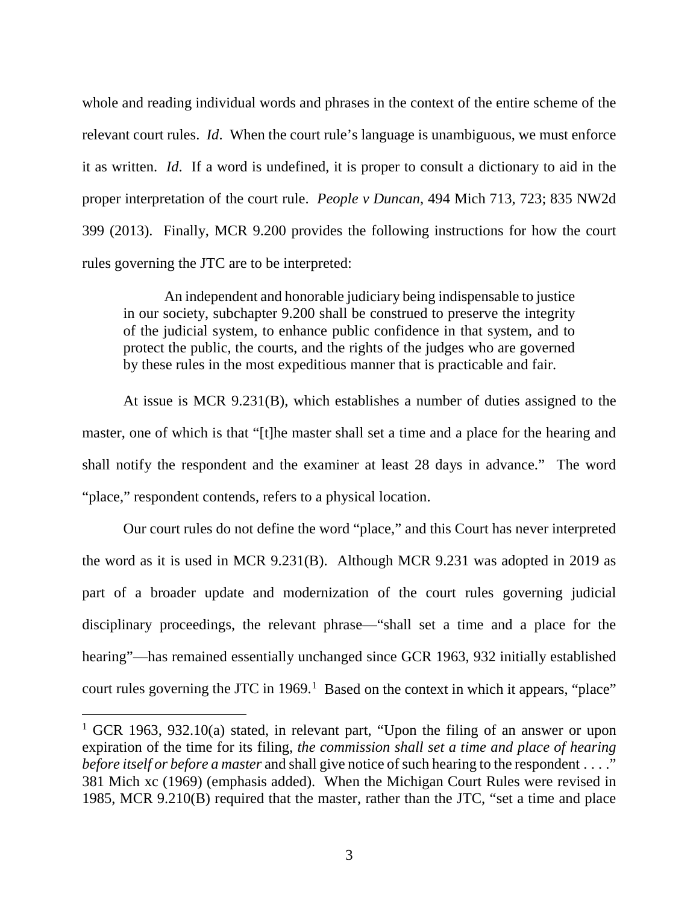whole and reading individual words and phrases in the context of the entire scheme of the relevant court rules. *Id*. When the court rule's language is unambiguous, we must enforce it as written. *Id*. If a word is undefined, it is proper to consult a dictionary to aid in the proper interpretation of the court rule. *People v Duncan*, 494 Mich 713, 723; 835 NW2d 399 (2013). Finally, MCR 9.200 provides the following instructions for how the court rules governing the JTC are to be interpreted:

> An independent and honorable judiciary being indispensable to justice in our society, subchapter 9.200 shall be construed to preserve the integrity of the judicial system, to enhance public confidence in that system, and to protect the public, the courts, and the rights of the judges who are governed by these rules in the most expeditious manner that is practicable and fair.

At issue is MCR 9.231(B), which establishes a number of duties assigned to the master, one of which is that "[t]he master shall set a time and a place for the hearing and shall notify the respondent and the examiner at least 28 days in advance." The word "place," respondent contends, refers to a physical location.

Our court rules do not define the word "place," and this Court has never interpreted the word as it is used in MCR 9.231(B). Although MCR 9.231 was adopted in 2019 as part of a broader update and modernization of the court rules governing judicial disciplinary proceedings, the relevant phrase—"shall set a time and a place for the hearing"—has remained essentially unchanged since GCR 1963, 932 initially established court rules governing the JTC in 1969.[1] Based on the context in which it appears, "place"

---

[1] GCR 1963, 932.10(a) stated, in relevant part, "Upon the filing of an answer or upon expiration of the time for its filing, *the commission shall set a time and place of hearing before itself or before a master* and shall give notice of such hearing to the respondent . . . ." 381 Mich xc (1969) (emphasis added). When the Michigan Court Rules were revised in 1985, MCR 9.210(B) required that the master, rather than the JTC, "set a time and place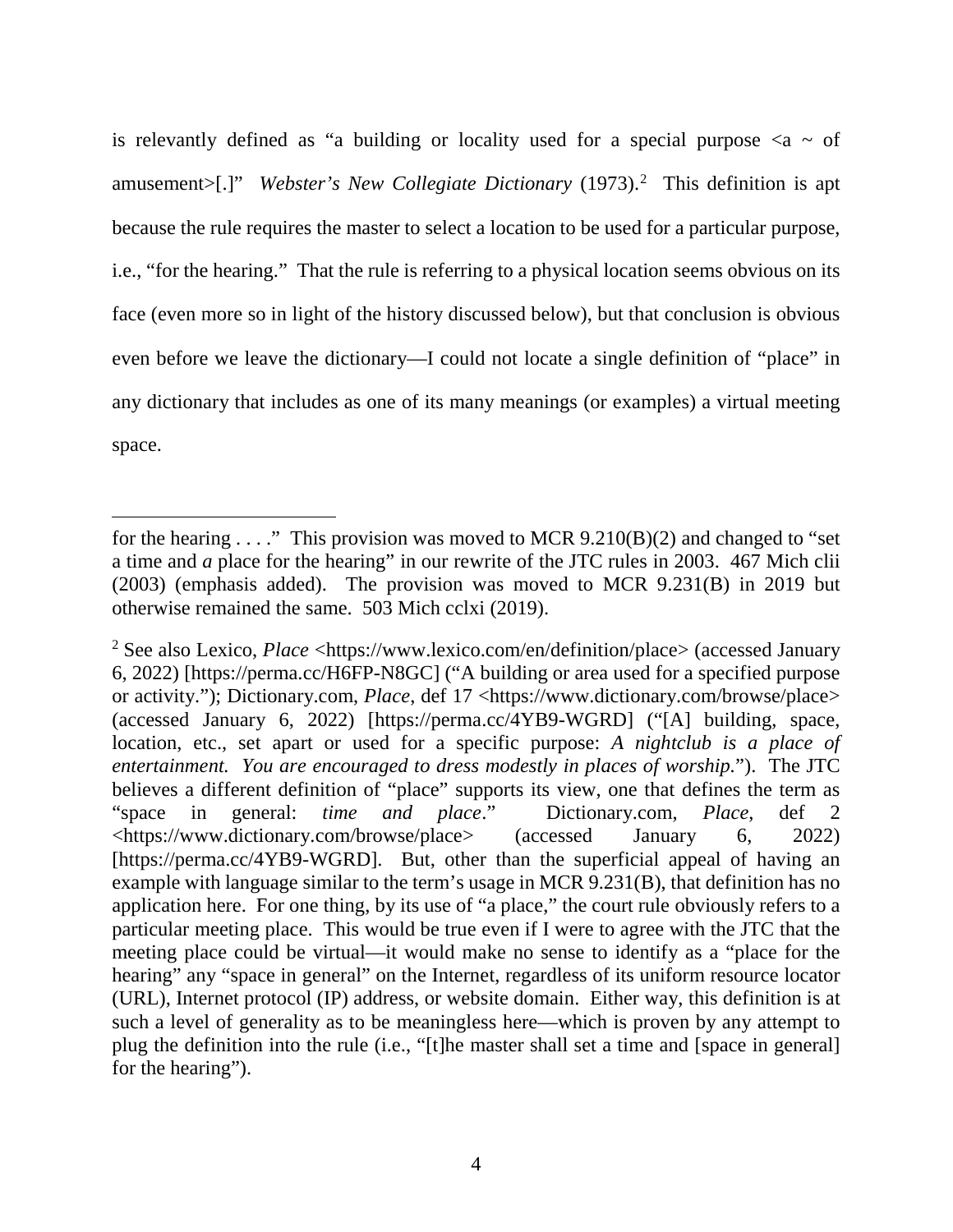is relevantly defined as "a building or locality used for a special purpose <a ~ of amusement>[.]" *Webster's New Collegiate Dictionary* (1973).[2] This definition is apt because the rule requires the master to select a location to be used for a particular purpose, i.e., "for the hearing." That the rule is referring to a physical location seems obvious on its face (even more so in light of the history discussed below), but that conclusion is obvious even before we leave the dictionary—I could not locate a single definition of "place" in any dictionary that includes as one of its many meanings (or examples) a virtual meeting space.

---

for the hearing . . . ." This provision was moved to MCR 9.210(B)(2) and changed to "set a time and *a* place for the hearing" in our rewrite of the JTC rules in 2003. 467 Mich clii (2003) (emphasis added). The provision was moved to MCR 9.231(B) in 2019 but otherwise remained the same. 503 Mich cclxi (2019).

[2] See also Lexico, *Place* <https://www.lexico.com/en/definition/place> (accessed January 6, 2022) [https://perma.cc/H6FP-N8GC] ("A building or area used for a specified purpose or activity."); Dictionary.com, *Place*, def 17 <https://www.dictionary.com/browse/place> (accessed January 6, 2022) [https://perma.cc/4YB9-WGRD] ("[A] building, space, location, etc., set apart or used for a specific purpose: *A nightclub is a place of entertainment. You are encouraged to dress modestly in places of worship.*"). The JTC believes a different definition of "place" supports its view, one that defines the term as "space in general: *time and place*." Dictionary.com, *Place*, def 2 <https://www.dictionary.com/browse/place> (accessed January 6, 2022) [https://perma.cc/4YB9-WGRD]. But, other than the superficial appeal of having an example with language similar to the term's usage in MCR 9.231(B), that definition has no application here. For one thing, by its use of "a place," the court rule obviously refers to a particular meeting place. This would be true even if I were to agree with the JTC that the meeting place could be virtual—it would make no sense to identify as a "place for the hearing" any "space in general" on the Internet, regardless of its uniform resource locator (URL), Internet protocol (IP) address, or website domain. Either way, this definition is at such a level of generality as to be meaningless here—which is proven by any attempt to plug the definition into the rule (i.e., "[t]he master shall set a time and [space in general] for the hearing").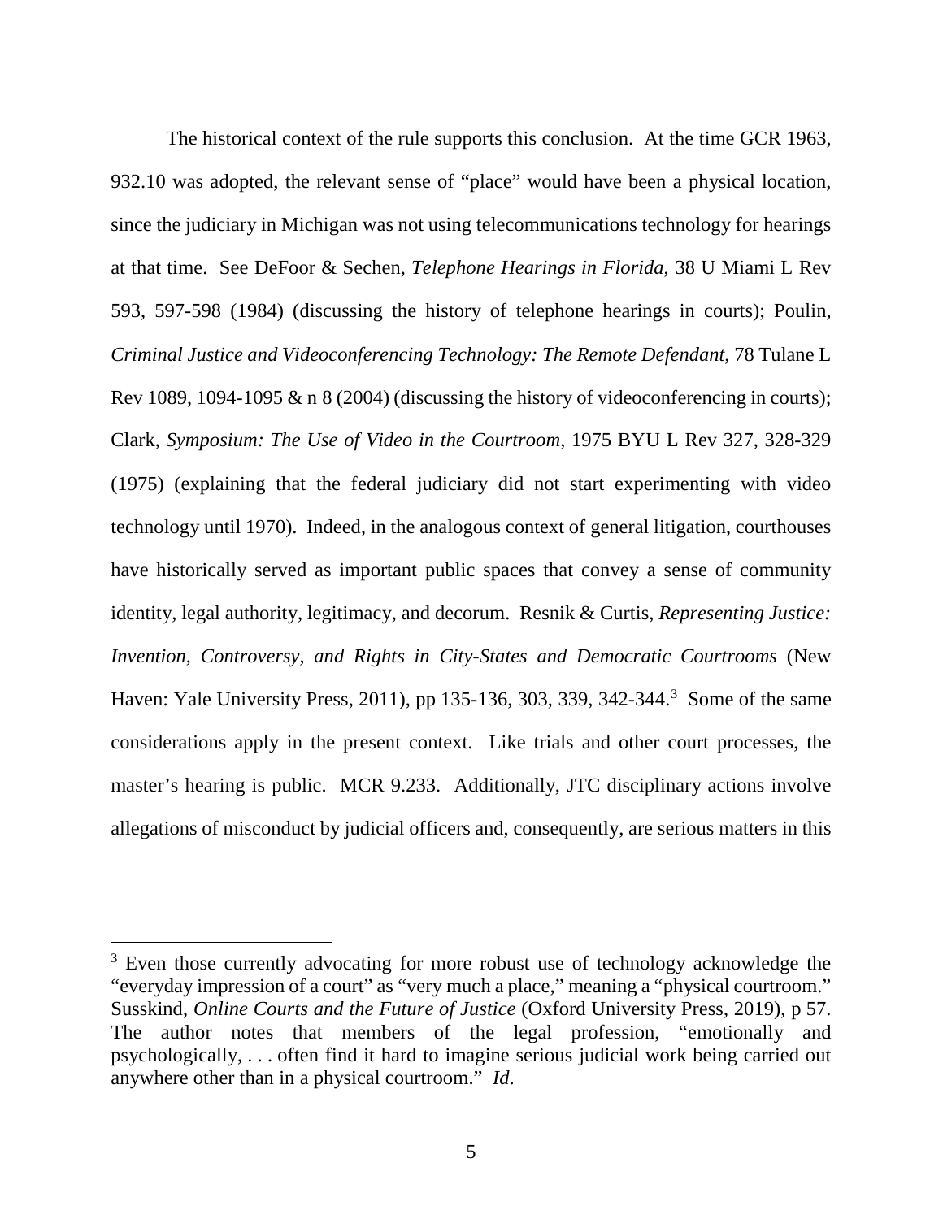The historical context of the rule supports this conclusion. At the time GCR 1963, 932.10 was adopted, the relevant sense of "place" would have been a physical location, since the judiciary in Michigan was not using telecommunications technology for hearings at that time. See DeFoor & Sechen, *Telephone Hearings in Florida*, 38 U Miami L Rev 593, 597-598 (1984) (discussing the history of telephone hearings in courts); Poulin, *Criminal Justice and Videoconferencing Technology: The Remote Defendant*, 78 Tulane L Rev 1089, 1094-1095 & n 8 (2004) (discussing the history of videoconferencing in courts); Clark, *Symposium: The Use of Video in the Courtroom*, 1975 BYU L Rev 327, 328-329 (1975) (explaining that the federal judiciary did not start experimenting with video technology until 1970). Indeed, in the analogous context of general litigation, courthouses have historically served as important public spaces that convey a sense of community identity, legal authority, legitimacy, and decorum. Resnik & Curtis, *Representing Justice: Invention, Controversy, and Rights in City-States and Democratic Courtrooms* (New Haven: Yale University Press, 2011), pp 135-136, 303, 339, 342-344.[3] Some of the same considerations apply in the present context. Like trials and other court processes, the master's hearing is public. MCR 9.233. Additionally, JTC disciplinary actions involve allegations of misconduct by judicial officers and, consequently, are serious matters in this

---

[3] Even those currently advocating for more robust use of technology acknowledge the "everyday impression of a court" as "very much a place," meaning a "physical courtroom." Susskind, *Online Courts and the Future of Justice* (Oxford University Press, 2019), p 57. The author notes that members of the legal profession, "emotionally and psychologically, . . . often find it hard to imagine serious judicial work being carried out anywhere other than in a physical courtroom." *Id*.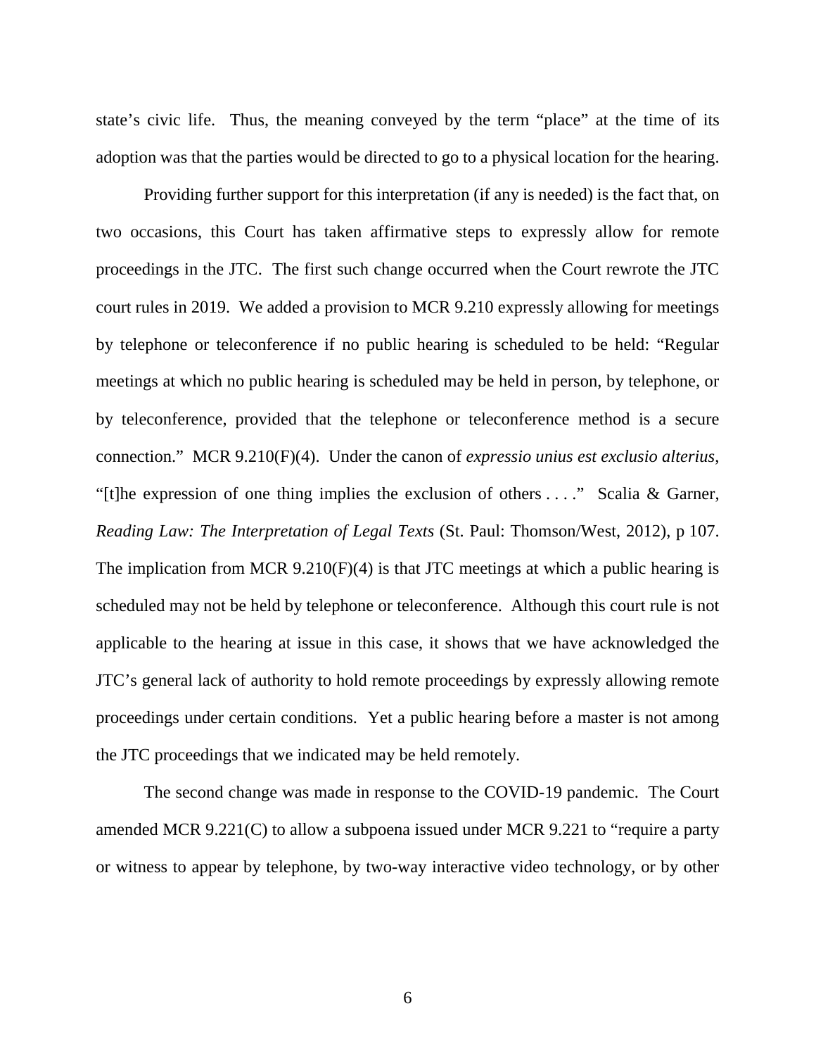state's civic life. Thus, the meaning conveyed by the term "place" at the time of its adoption was that the parties would be directed to go to a physical location for the hearing.

Providing further support for this interpretation (if any is needed) is the fact that, on two occasions, this Court has taken affirmative steps to expressly allow for remote proceedings in the JTC. The first such change occurred when the Court rewrote the JTC court rules in 2019. We added a provision to MCR 9.210 expressly allowing for meetings by telephone or teleconference if no public hearing is scheduled to be held: "Regular meetings at which no public hearing is scheduled may be held in person, by telephone, or by teleconference, provided that the telephone or teleconference method is a secure connection." MCR 9.210(F)(4). Under the canon of *expressio unius est exclusio alterius*, "[t]he expression of one thing implies the exclusion of others . . . ." Scalia & Garner, *Reading Law: The Interpretation of Legal Texts* (St. Paul: Thomson/West, 2012), p 107. The implication from MCR 9.210(F)(4) is that JTC meetings at which a public hearing is scheduled may not be held by telephone or teleconference. Although this court rule is not applicable to the hearing at issue in this case, it shows that we have acknowledged the JTC's general lack of authority to hold remote proceedings by expressly allowing remote proceedings under certain conditions. Yet a public hearing before a master is not among the JTC proceedings that we indicated may be held remotely.

The second change was made in response to the COVID-19 pandemic. The Court amended MCR 9.221(C) to allow a subpoena issued under MCR 9.221 to "require a party or witness to appear by telephone, by two-way interactive video technology, or by other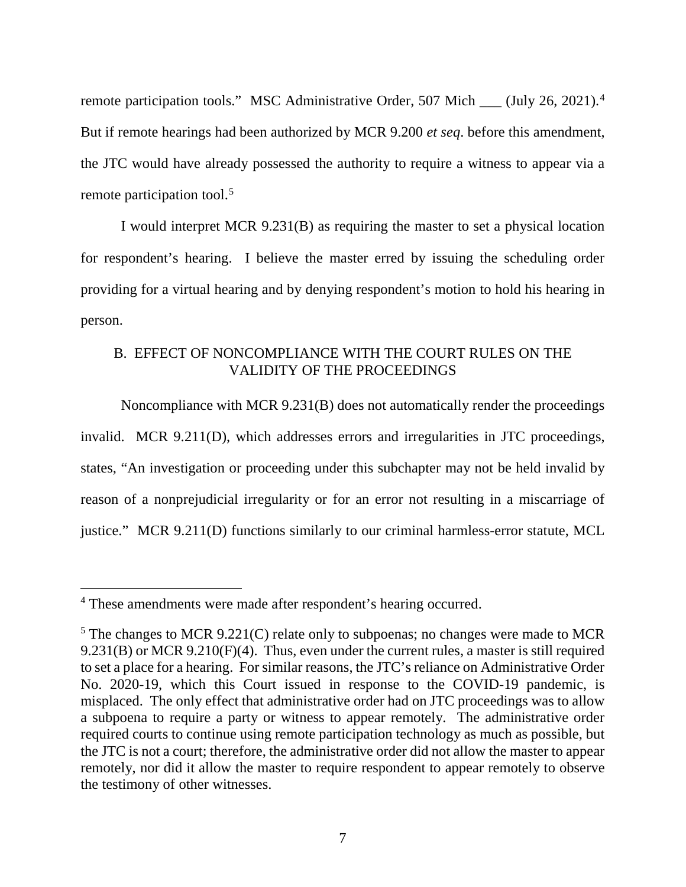remote participation tools." MSC Administrative Order, 507 Mich ___ (July 26, 2021).[4] But if remote hearings had been authorized by MCR 9.200 *et seq*. before this amendment, the JTC would have already possessed the authority to require a witness to appear via a remote participation tool.[5]

I would interpret MCR 9.231(B) as requiring the master to set a physical location for respondent's hearing. I believe the master erred by issuing the scheduling order providing for a virtual hearing and by denying respondent's motion to hold his hearing in person.

### B. EFFECT OF NONCOMPLIANCE WITH THE COURT RULES ON THE VALIDITY OF THE PROCEEDINGS

Noncompliance with MCR 9.231(B) does not automatically render the proceedings invalid. MCR 9.211(D), which addresses errors and irregularities in JTC proceedings, states, "An investigation or proceeding under this subchapter may not be held invalid by reason of a nonprejudicial irregularity or for an error not resulting in a miscarriage of justice." MCR 9.211(D) functions similarly to our criminal harmless-error statute, MCL

---

[4] These amendments were made after respondent's hearing occurred.

[5] The changes to MCR 9.221(C) relate only to subpoenas; no changes were made to MCR 9.231(B) or MCR 9.210(F)(4). Thus, even under the current rules, a master is still required to set a place for a hearing. For similar reasons, the JTC's reliance on Administrative Order No. 2020-19, which this Court issued in response to the COVID-19 pandemic, is misplaced. The only effect that administrative order had on JTC proceedings was to allow a subpoena to require a party or witness to appear remotely. The administrative order required courts to continue using remote participation technology as much as possible, but the JTC is not a court; therefore, the administrative order did not allow the master to appear remotely, nor did it allow the master to require respondent to appear remotely to observe the testimony of other witnesses.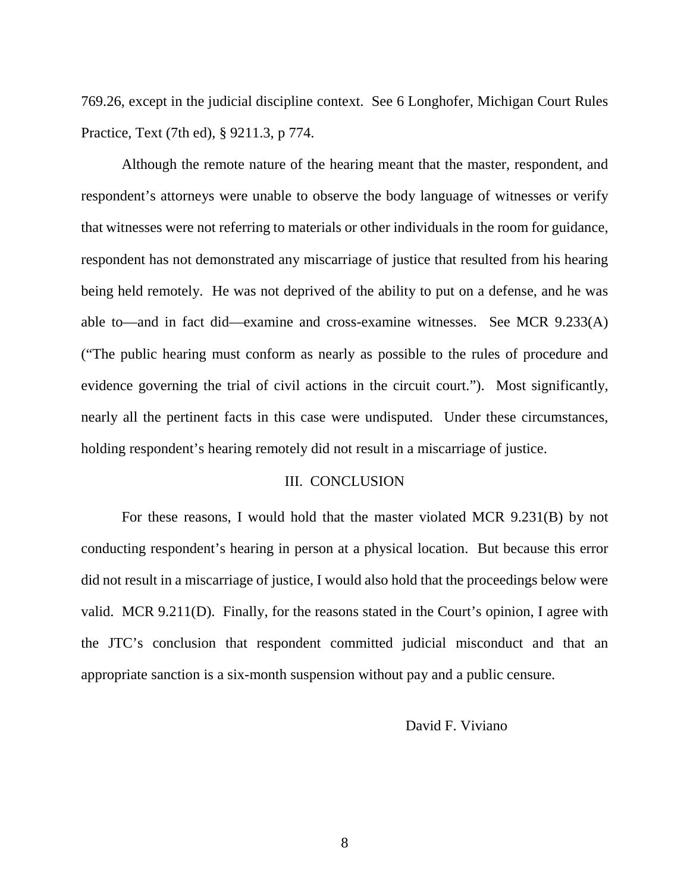769.26, except in the judicial discipline context. See 6 Longhofer, Michigan Court Rules Practice, Text (7th ed), § 9211.3, p 774.

Although the remote nature of the hearing meant that the master, respondent, and respondent's attorneys were unable to observe the body language of witnesses or verify that witnesses were not referring to materials or other individuals in the room for guidance, respondent has not demonstrated any miscarriage of justice that resulted from his hearing being held remotely. He was not deprived of the ability to put on a defense, and he was able to—and in fact did—examine and cross-examine witnesses. See MCR 9.233(A) ("The public hearing must conform as nearly as possible to the rules of procedure and evidence governing the trial of civil actions in the circuit court."). Most significantly, nearly all the pertinent facts in this case were undisputed. Under these circumstances, holding respondent's hearing remotely did not result in a miscarriage of justice.

## III. CONCLUSION

For these reasons, I would hold that the master violated MCR 9.231(B) by not conducting respondent's hearing in person at a physical location. But because this error did not result in a miscarriage of justice, I would also hold that the proceedings below were valid. MCR 9.211(D). Finally, for the reasons stated in the Court's opinion, I agree with the JTC's conclusion that respondent committed judicial misconduct and that an appropriate sanction is a six-month suspension without pay and a public censure.

David F. Viviano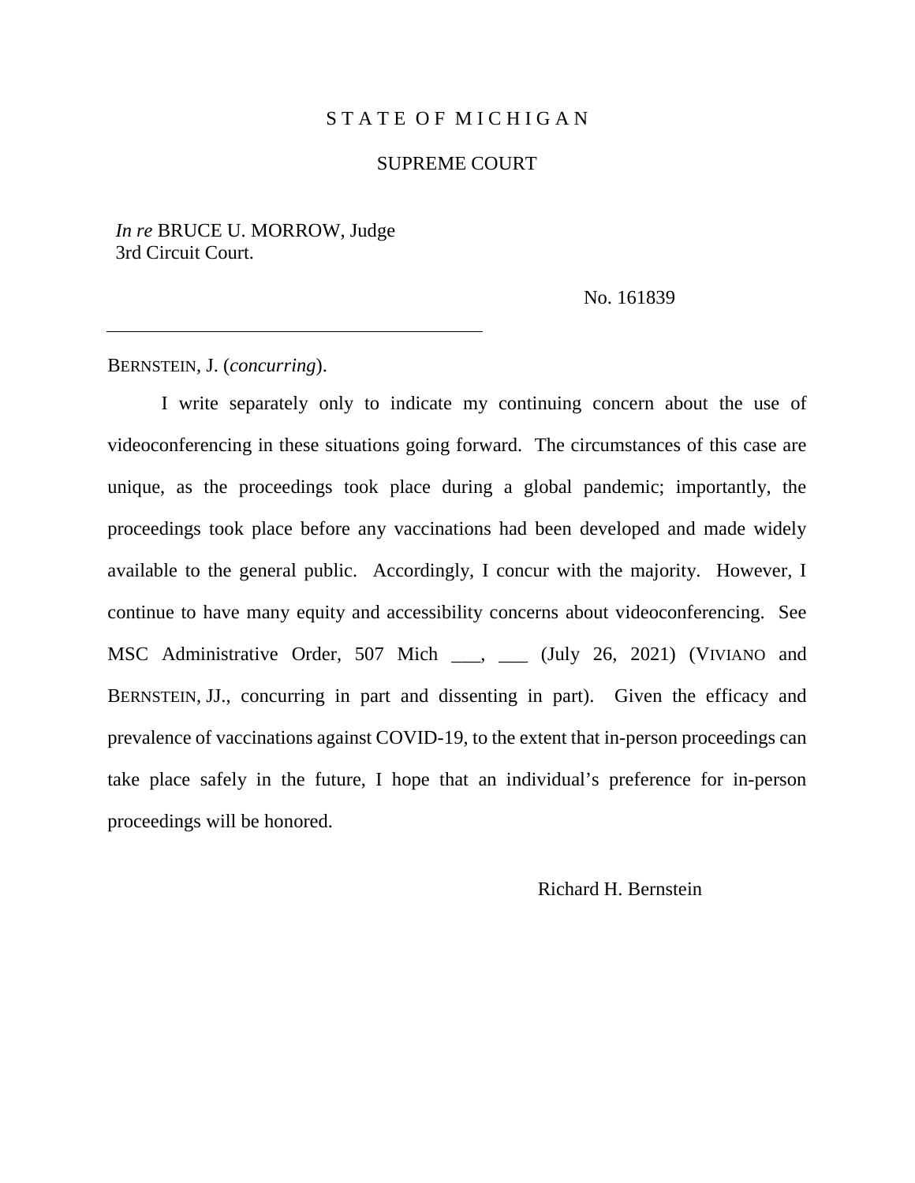STATE OF MICHIGAN

SUPREME COURT

*In re* BRUCE U. MORROW, Judge
3rd Circuit Court.

No. 161839

---

BERNSTEIN, J. (*concurring*).

I write separately only to indicate my continuing concern about the use of videoconferencing in these situations going forward. The circumstances of this case are unique, as the proceedings took place during a global pandemic; importantly, the proceedings took place before any vaccinations had been developed and made widely available to the general public. Accordingly, I concur with the majority. However, I continue to have many equity and accessibility concerns about videoconferencing. See MSC Administrative Order, 507 Mich ___, ___ (July 26, 2021) (VIVIANO and BERNSTEIN, JJ., concurring in part and dissenting in part). Given the efficacy and prevalence of vaccinations against COVID-19, to the extent that in-person proceedings can take place safely in the future, I hope that an individual's preference for in-person proceedings will be honored.

Richard H. Bernstein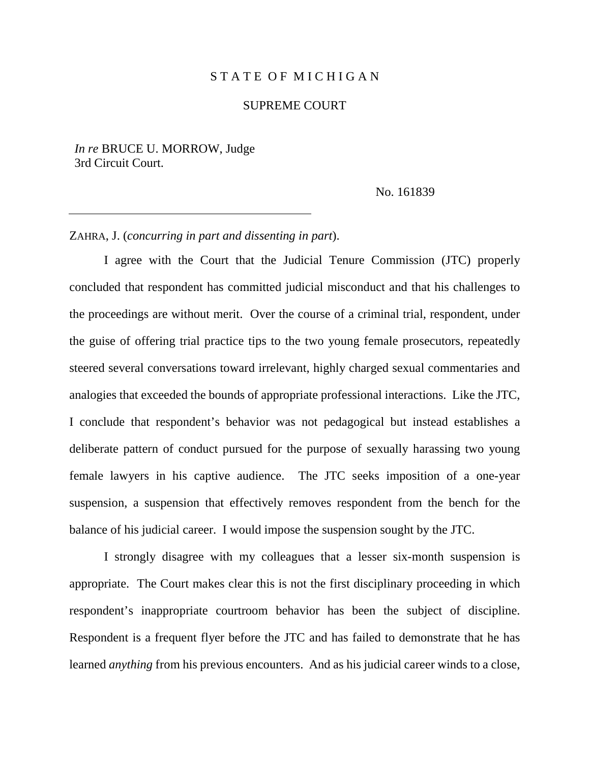STATE OF MICHIGAN

SUPREME COURT

*In re* BRUCE U. MORROW, Judge
3rd Circuit Court.

No. 161839

---

ZAHRA, J. (*concurring in part and dissenting in part*).

I agree with the Court that the Judicial Tenure Commission (JTC) properly concluded that respondent has committed judicial misconduct and that his challenges to the proceedings are without merit. Over the course of a criminal trial, respondent, under the guise of offering trial practice tips to the two young female prosecutors, repeatedly steered several conversations toward irrelevant, highly charged sexual commentaries and analogies that exceeded the bounds of appropriate professional interactions. Like the JTC, I conclude that respondent's behavior was not pedagogical but instead establishes a deliberate pattern of conduct pursued for the purpose of sexually harassing two young female lawyers in his captive audience. The JTC seeks imposition of a one-year suspension, a suspension that effectively removes respondent from the bench for the balance of his judicial career. I would impose the suspension sought by the JTC.

I strongly disagree with my colleagues that a lesser six-month suspension is appropriate. The Court makes clear this is not the first disciplinary proceeding in which respondent's inappropriate courtroom behavior has been the subject of discipline. Respondent is a frequent flyer before the JTC and has failed to demonstrate that he has learned *anything* from his previous encounters. And as his judicial career winds to a close,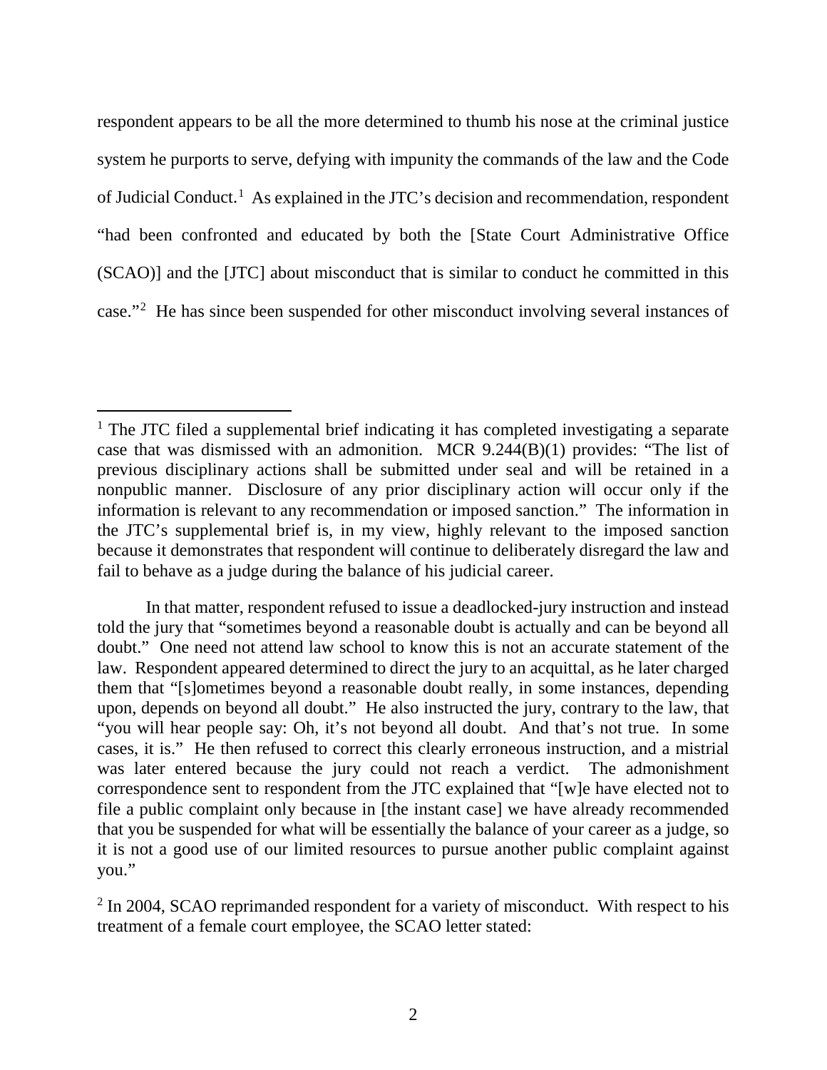respondent appears to be all the more determined to thumb his nose at the criminal justice system he purports to serve, defying with impunity the commands of the law and the Code of Judicial Conduct.[1] As explained in the JTC's decision and recommendation, respondent "had been confronted and educated by both the [State Court Administrative Office (SCAO)] and the [JTC] about misconduct that is similar to conduct he committed in this case."[2] He has since been suspended for other misconduct involving several instances of

---

[1] The JTC filed a supplemental brief indicating it has completed investigating a separate case that was dismissed with an admonition. MCR 9.244(B)(1) provides: "The list of previous disciplinary actions shall be submitted under seal and will be retained in a nonpublic manner. Disclosure of any prior disciplinary action will occur only if the information is relevant to any recommendation or imposed sanction." The information in the JTC's supplemental brief is, in my view, highly relevant to the imposed sanction because it demonstrates that respondent will continue to deliberately disregard the law and fail to behave as a judge during the balance of his judicial career.

In that matter, respondent refused to issue a deadlocked-jury instruction and instead told the jury that "sometimes beyond a reasonable doubt is actually and can be beyond all doubt." One need not attend law school to know this is not an accurate statement of the law. Respondent appeared determined to direct the jury to an acquittal, as he later charged them that "[s]ometimes beyond a reasonable doubt really, in some instances, depending upon, depends on beyond all doubt." He also instructed the jury, contrary to the law, that "you will hear people say: Oh, it's not beyond all doubt. And that's not true. In some cases, it is." He then refused to correct this clearly erroneous instruction, and a mistrial was later entered because the jury could not reach a verdict. The admonishment correspondence sent to respondent from the JTC explained that "[w]e have elected not to file a public complaint only because in [the instant case] we have already recommended that you be suspended for what will be essentially the balance of your career as a judge, so it is not a good use of our limited resources to pursue another public complaint against you."

[2] In 2004, SCAO reprimanded respondent for a variety of misconduct. With respect to his treatment of a female court employee, the SCAO letter stated: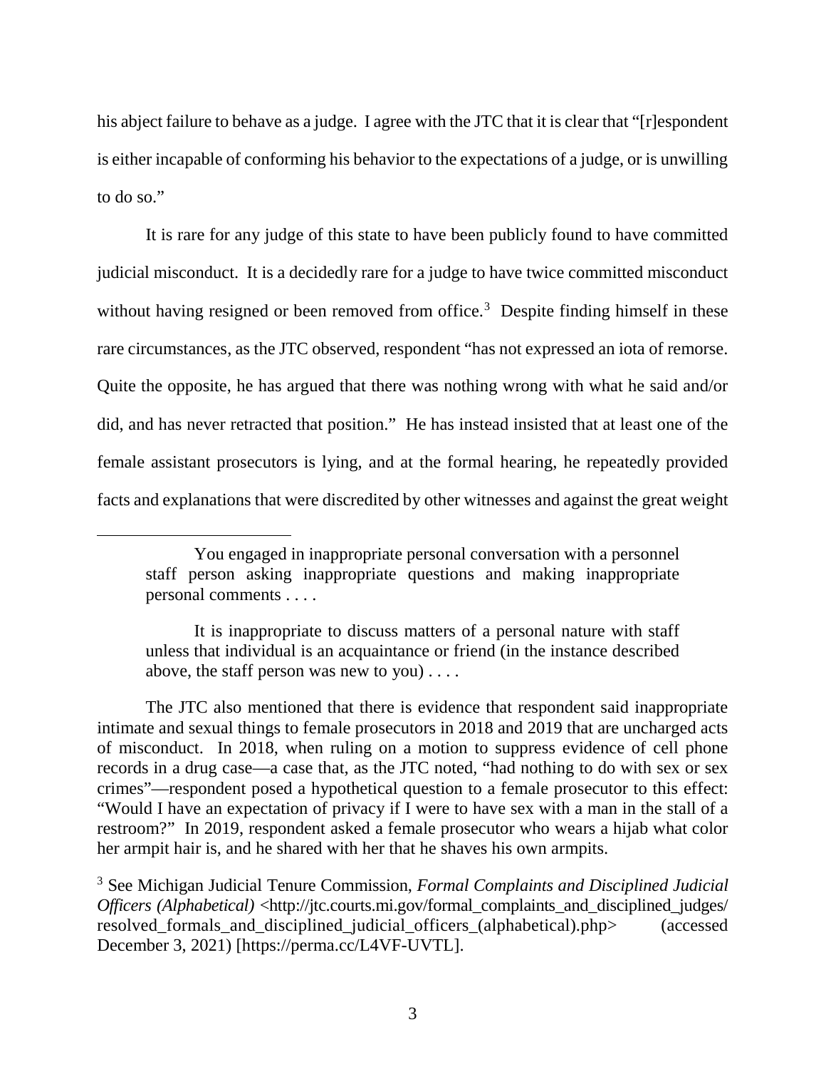his abject failure to behave as a judge. I agree with the JTC that it is clear that "[r]espondent is either incapable of conforming his behavior to the expectations of a judge, or is unwilling to do so."

It is rare for any judge of this state to have been publicly found to have committed judicial misconduct. It is a decidedly rare for a judge to have twice committed misconduct without having resigned or been removed from office.[3] Despite finding himself in these rare circumstances, as the JTC observed, respondent "has not expressed an iota of remorse. Quite the opposite, he has argued that there was nothing wrong with what he said and/or did, and has never retracted that position." He has instead insisted that at least one of the female assistant prosecutors is lying, and at the formal hearing, he repeatedly provided facts and explanations that were discredited by other witnesses and against the great weight

---

> You engaged in inappropriate personal conversation with a personnel staff person asking inappropriate questions and making inappropriate personal comments . . . .
>
> It is inappropriate to discuss matters of a personal nature with staff unless that individual is an acquaintance or friend (in the instance described above, the staff person was new to you) . . . .

The JTC also mentioned that there is evidence that respondent said inappropriate intimate and sexual things to female prosecutors in 2018 and 2019 that are uncharged acts of misconduct. In 2018, when ruling on a motion to suppress evidence of cell phone records in a drug case—a case that, as the JTC noted, "had nothing to do with sex or sex crimes"—respondent posed a hypothetical question to a female prosecutor to this effect: "Would I have an expectation of privacy if I were to have sex with a man in the stall of a restroom?" In 2019, respondent asked a female prosecutor who wears a hijab what color her armpit hair is, and he shared with her that he shaves his own armpits.

[3] See Michigan Judicial Tenure Commission, *Formal Complaints and Disciplined Judicial Officers (Alphabetical)* <http://jtc.courts.mi.gov/formal_complaints_and_disciplined_judges/resolved_formals_and_disciplined_judicial_officers_(alphabetical).php> (accessed December 3, 2021) [https://perma.cc/L4VF-UVTL].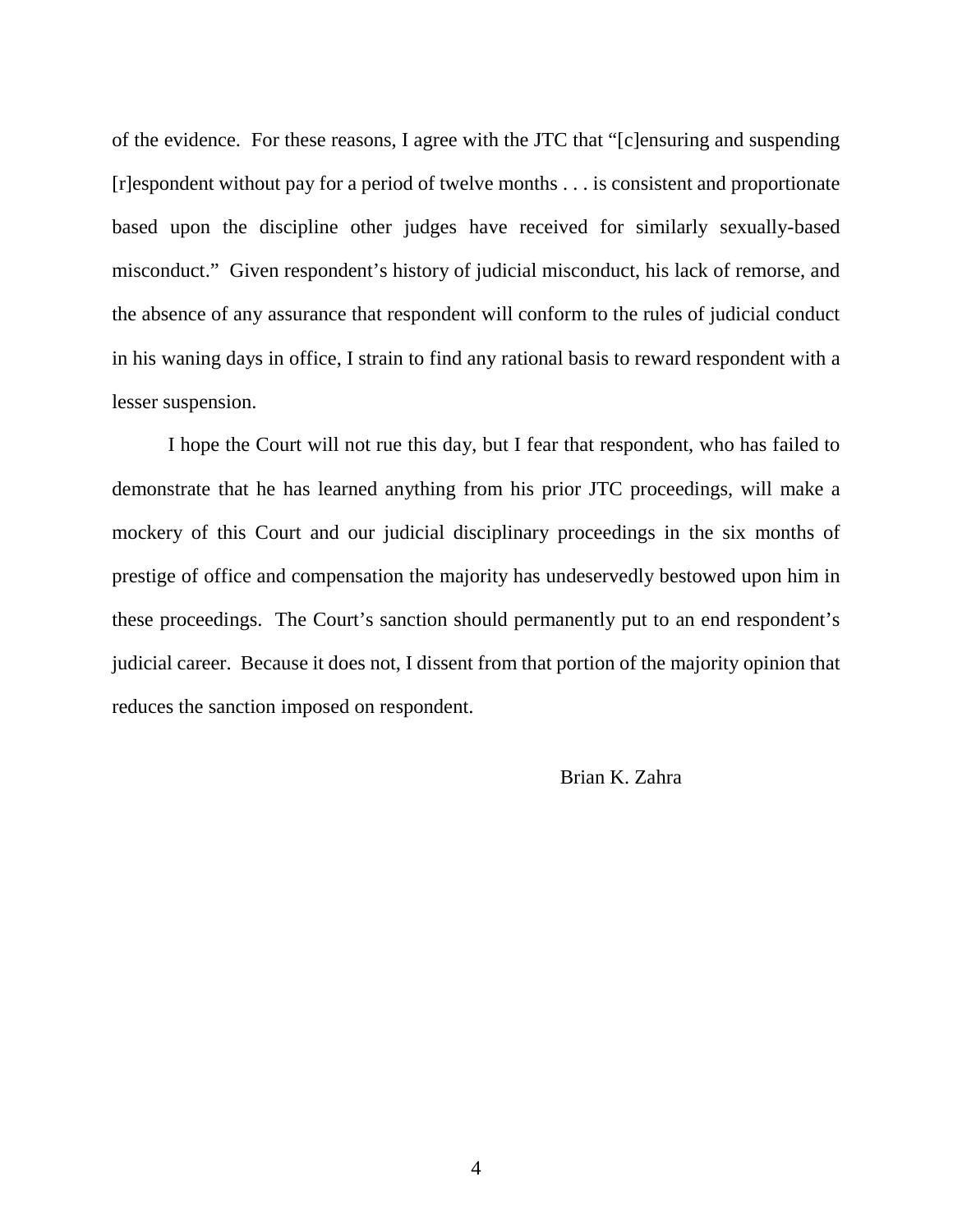of the evidence. For these reasons, I agree with the JTC that "[c]ensuring and suspending [r]espondent without pay for a period of twelve months . . . is consistent and proportionate based upon the discipline other judges have received for similarly sexually-based misconduct." Given respondent's history of judicial misconduct, his lack of remorse, and the absence of any assurance that respondent will conform to the rules of judicial conduct in his waning days in office, I strain to find any rational basis to reward respondent with a lesser suspension.

I hope the Court will not rue this day, but I fear that respondent, who has failed to demonstrate that he has learned anything from his prior JTC proceedings, will make a mockery of this Court and our judicial disciplinary proceedings in the six months of prestige of office and compensation the majority has undeservedly bestowed upon him in these proceedings. The Court's sanction should permanently put to an end respondent's judicial career. Because it does not, I dissent from that portion of the majority opinion that reduces the sanction imposed on respondent.

Brian K. Zahra